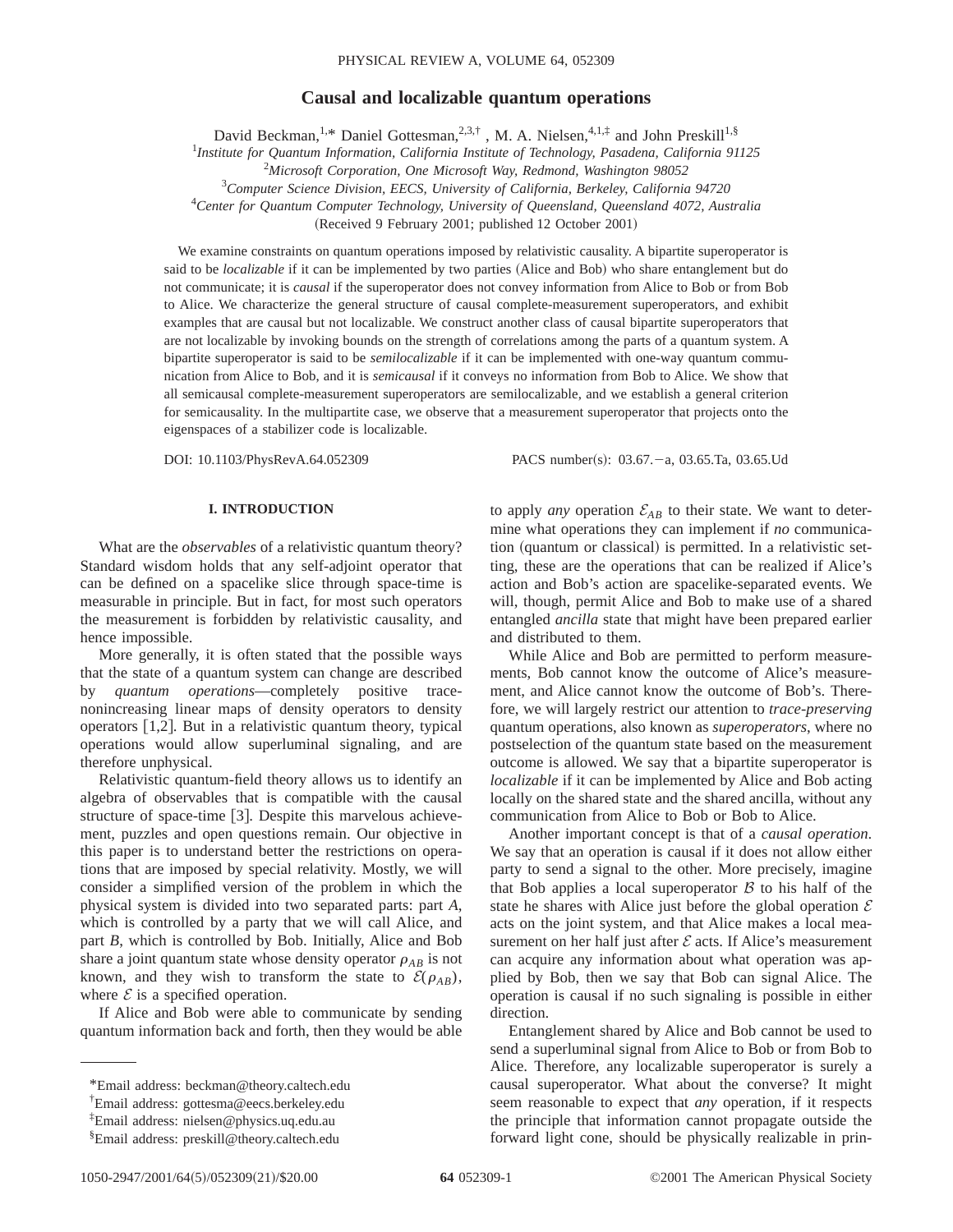# Causal and localizable quantum operations

David Beckman,[1,*] Daniel Gottesman,[2,3,†] M. A. Nielsen,[4,1,‡] and John Preskill[1,§]

[1]*Institute for Quantum Information, California Institute of Technology, Pasadena, California 91125*
[2]*Microsoft Corporation, One Microsoft Way, Redmond, Washington 98052*
[3]*Computer Science Division, EECS, University of California, Berkeley, California 94720*
[4]*Center for Quantum Computer Technology, University of Queensland, Queensland 4072, Australia*

(Received 9 February 2001; published 12 October 2001)

We examine constraints on quantum operations imposed by relativistic causality. A bipartite superoperator is said to be *localizable* if it can be implemented by two parties (Alice and Bob) who share entanglement but do not communicate; it is *causal* if the superoperator does not convey information from Alice to Bob or from Bob to Alice. We characterize the general structure of causal complete-measurement superoperators, and exhibit examples that are causal but not localizable. We construct another class of causal bipartite superoperators that are not localizable by invoking bounds on the strength of correlations among the parts of a quantum system. A bipartite superoperator is said to be *semilocalizable* if it can be implemented with one-way quantum communication from Alice to Bob, and it is *semicausal* if it conveys no information from Bob to Alice. We show that all semicausal complete-measurement superoperators are semilocalizable, and we establish a general criterion for semicausality. In the multipartite case, we observe that a measurement superoperator that projects onto the eigenspaces of a stabilizer code is localizable.

DOI: 10.1103/PhysRevA.64.052309 PACS number(s): 03.67.−a, 03.65.Ta, 03.65.Ud

## I. INTRODUCTION

What are the *observables* of a relativistic quantum theory? Standard wisdom holds that any self-adjoint operator that can be defined on a spacelike slice through space-time is measurable in principle. But in fact, for most such operators the measurement is forbidden by relativistic causality, and hence impossible.

More generally, it is often stated that the possible ways that the state of a quantum system can change are described by *quantum operations*—completely positive trace-nonincreasing linear maps of density operators to density operators [1,2]. But in a relativistic quantum theory, typical operations would allow superluminal signaling, and are therefore unphysical.

Relativistic quantum-field theory allows us to identify an algebra of observables that is compatible with the causal structure of space-time [3]. Despite this marvelous achievement, puzzles and open questions remain. Our objective in this paper is to understand better the restrictions on operations that are imposed by special relativity. Mostly, we will consider a simplified version of the problem in which the physical system is divided into two separated parts: part $A$, which is controlled by a party that we will call Alice, and part $B$, which is controlled by Bob. Initially, Alice and Bob share a joint quantum state whose density operator $\rho_{AB}$ is not known, and they wish to transform the state to $\mathcal{E}(\rho_{AB})$, where $\mathcal{E}$ is a specified operation.

If Alice and Bob were able to communicate by sending quantum information back and forth, then they would be able to apply *any* operation $\mathcal{E}_{AB}$ to their state. We want to determine what operations they can implement if *no* communication (quantum or classical) is permitted. In a relativistic setting, these are the operations that can be realized if Alice's action and Bob's action are spacelike-separated events. We will, though, permit Alice and Bob to make use of a shared entangled *ancilla* state that might have been prepared earlier and distributed to them.

While Alice and Bob are permitted to perform measurements, Bob cannot know the outcome of Alice's measurement, and Alice cannot know the outcome of Bob's. Therefore, we will largely restrict our attention to *trace-preserving* quantum operations, also known as *superoperators*, where no postselection of the quantum state based on the measurement outcome is allowed. We say that a bipartite superoperator is *localizable* if it can be implemented by Alice and Bob acting locally on the shared state and the shared ancilla, without any communication from Alice to Bob or Bob to Alice.

Another important concept is that of a *causal operation*. We say that an operation is causal if it does not allow either party to send a signal to the other. More precisely, imagine that Bob applies a local superoperator $\mathcal{B}$ to his half of the state he shares with Alice just before the global operation $\mathcal{E}$ acts on the joint system, and that Alice makes a local measurement on her half just after $\mathcal{E}$ acts. If Alice's measurement can acquire any information about what operation was applied by Bob, then we say that Bob can signal Alice. The operation is causal if no such signaling is possible in either direction.

Entanglement shared by Alice and Bob cannot be used to send a superluminal signal from Alice to Bob or from Bob to Alice. Therefore, any localizable superoperator is surely a causal superoperator. What about the converse? It might seem reasonable to expect that *any* operation, if it respects the principle that information cannot propagate outside the forward light cone, should be physically realizable in prin-

---

*Email address: beckman@theory.caltech.edu
†Email address: gottesma@eecs.berkeley.edu
‡Email address: nielsen@physics.uq.edu.au
§Email address: preskill@theory.caltech.edu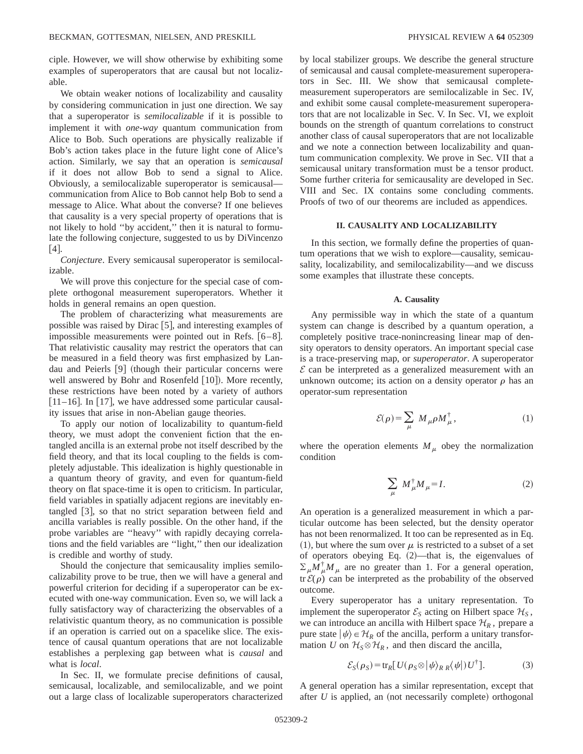ciple. However, we will show otherwise by exhibiting some examples of superoperators that are causal but not localizable.

We obtain weaker notions of localizability and causality by considering communication in just one direction. We say that a superoperator is *semilocalizable* if it is possible to implement it with *one-way* quantum communication from Alice to Bob. Such operations are physically realizable if Bob's action takes place in the future light cone of Alice's action. Similarly, we say that an operation is *semicausal* if it does not allow Bob to send a signal to Alice. Obviously, a semilocalizable superoperator is semicausal—communication from Alice to Bob cannot help Bob to send a message to Alice. What about the converse? If one believes that causality is a very special property of operations that is not likely to hold "by accident," then it is natural to formulate the following conjecture, suggested to us by DiVincenzo [4].

*Conjecture*. Every semicausal superoperator is semilocalizable.

We will prove this conjecture for the special case of complete orthogonal measurement superoperators. Whether it holds in general remains an open question.

The problem of characterizing what measurements are possible was raised by Dirac [5], and interesting examples of impossible measurements were pointed out in Refs. [6–8]. That relativistic causality may restrict the operators that can be measured in a field theory was first emphasized by Landau and Peierls [9] (though their particular concerns were well answered by Bohr and Rosenfeld [10]). More recently, these restrictions have been noted by a variety of authors [11–16]. In [17], we have addressed some particular causality issues that arise in non-Abelian gauge theories.

To apply our notion of localizability to quantum-field theory, we must adopt the convenient fiction that the entangled ancilla is an external probe not itself described by the field theory, and that its local coupling to the fields is completely adjustable. This idealization is highly questionable in a quantum theory of gravity, and even for quantum-field theory on flat space-time it is open to criticism. In particular, field variables in spatially adjacent regions are inevitably entangled [3], so that no strict separation between field and ancilla variables is really possible. On the other hand, if the probe variables are "heavy" with rapidly decaying correlations and the field variables are "light," then our idealization is credible and worthy of study.

Should the conjecture that semicausality implies semilocalizability prove to be true, then we will have a general and powerful criterion for deciding if a superoperator can be executed with one-way communication. Even so, we will lack a fully satisfactory way of characterizing the observables of a relativistic quantum theory, as no communication is possible if an operation is carried out on a spacelike slice. The existence of causal quantum operations that are not localizable establishes a perplexing gap between what is *causal* and what is *local*.

In Sec. II, we formulate precise definitions of causal, semicausal, localizable, and semilocalizable, and we point out a large class of localizable superoperators characterized by local stabilizer groups. We describe the general structure of semicausal and causal complete-measurement superoperators in Sec. III. We show that semicausal complete-measurement superoperators are semilocalizable in Sec. IV, and exhibit some causal complete-measurement superoperators that are not localizable in Sec. V. In Sec. VI, we exploit bounds on the strength of quantum correlations to construct another class of causal superoperators that are not localizable and we note a connection between localizability and quantum communication complexity. We prove in Sec. VII that a semicausal unitary transformation must be a tensor product. Some further criteria for semicausality are developed in Sec. VIII and Sec. IX contains some concluding comments. Proofs of two of our theorems are included as appendices.

## II. CAUSALITY AND LOCALIZABILITY

In this section, we formally define the properties of quantum operations that we wish to explore—causality, semicausality, localizability, and semilocalizability—and we discuss some examples that illustrate these concepts.

### A. Causality

Any permissible way in which the state of a quantum system can change is described by a quantum operation, a completely positive trace-nonincreasing linear map of density operators to density operators. An important special case is a trace-preserving map, or *superoperator*. A superoperator $\mathcal{E}$ can be interpreted as a generalized measurement with an unknown outcome; its action on a density operator $\rho$ has an operator-sum representation

$$\mathcal{E}(\rho)=\sum_{\mu} M_{\mu}\rho M_{\mu}^{\dagger}, \tag{1}$$

where the operation elements $M_{\mu}$ obey the normalization condition

$$\sum_{\mu} M_{\mu}^{\dagger}M_{\mu}=I. \tag{2}$$

An operation is a generalized measurement in which a particular outcome has been selected, but the density operator has not been renormalized. It too can be represented as in Eq. (1), but where the sum over $\mu$ is restricted to a subset of a set of operators obeying Eq. (2)—that is, the eigenvalues of $\sum_{\mu}M_{\mu}^{\dagger}M_{\mu}$ are no greater than 1. For a general operation, $\mathrm{tr}\,\mathcal{E}(\rho)$ can be interpreted as the probability of the observed outcome.

Every superoperator has a unitary representation. To implement the superoperator $\mathcal{E}_S$ acting on Hilbert space $\mathcal{H}_S$, we can introduce an ancilla with Hilbert space $\mathcal{H}_R$, prepare a pure state $|\psi\rangle\in\mathcal{H}_R$ of the ancilla, perform a unitary transformation $U$ on $\mathcal{H}_S\otimes\mathcal{H}_R$, and then discard the ancilla,

$$\mathcal{E}_S(\rho_S)=\mathrm{tr}_R[U(\rho_S\otimes|\psi\rangle_{R\,R}\langle\psi|)U^{\dagger}]. \tag{3}$$

A general operation has a similar representation, except that after $U$ is applied, an (not necessarily complete) orthogonal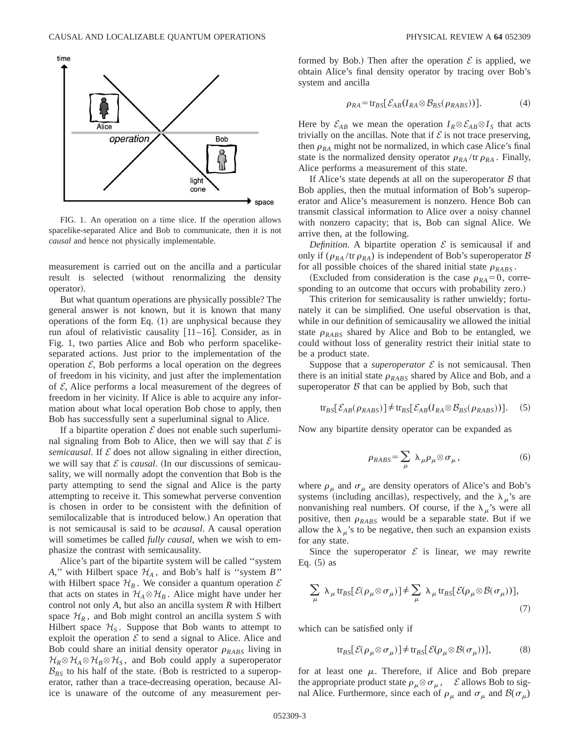FIG. 1. An operation on a time slice. If the operation allows spacelike-separated Alice and Bob to communicate, then it is not *causal* and hence not physically implementable.

measurement is carried out on the ancilla and a particular result is selected (without renormalizing the density operator).

But what quantum operations are physically possible? The general answer is not known, but it is known that many operations of the form Eq. (1) are unphysical because they run afoul of relativistic causality [11–16]. Consider, as in Fig. 1, two parties Alice and Bob who perform spacelike-separated actions. Just prior to the implementation of the operation $\mathcal{E}$, Bob performs a local operation on the degrees of freedom in his vicinity, and just after the implementation of $\mathcal{E}$, Alice performs a local measurement of the degrees of freedom in her vicinity. If Alice is able to acquire any information about what local operation Bob chose to apply, then Bob has successfully sent a superluminal signal to Alice.

If a bipartite operation $\mathcal{E}$ does not enable such superluminal signaling from Bob to Alice, then we will say that $\mathcal{E}$ is *semicausal*. If $\mathcal{E}$ does not allow signaling in either direction, we will say that $\mathcal{E}$ is *causal*. (In our discussions of semicausality, we will normally adopt the convention that Bob is the party attempting to send the signal and Alice is the party attempting to receive it. This somewhat perverse convention is chosen in order to be consistent with the definition of semilocalizable that is introduced below.) An operation that is not semicausal is said to be *acausal*. A causal operation will sometimes be called *fully causal*, when we wish to emphasize the contrast with semicausality.

Alice's part of the bipartite system will be called "system $A$," with Hilbert space $\mathcal{H}_A$, and Bob's half is "system $B$" with Hilbert space $\mathcal{H}_B$. We consider a quantum operation $\mathcal{E}$ that acts on states in $\mathcal{H}_A \otimes \mathcal{H}_B$. Alice might have under her control not only $A$, but also an ancilla system $R$ with Hilbert space $\mathcal{H}_R$, and Bob might control an ancilla system $S$ with Hilbert space $\mathcal{H}_S$. Suppose that Bob wants to attempt to exploit the operation $\mathcal{E}$ to send a signal to Alice. Alice and Bob could share an initial density operator $\rho_{RABS}$ living in $\mathcal{H}_R \otimes \mathcal{H}_A \otimes \mathcal{H}_B \otimes \mathcal{H}_S$, and Bob could apply a superoperator $\mathcal{B}_{BS}$ to his half of the state. (Bob is restricted to a superoperator, rather than a trace-decreasing operation, because Alice is unaware of the outcome of any measurement performed by Bob.) Then after the operation $\mathcal{E}$ is applied, we obtain Alice's final density operator by tracing over Bob's system and ancilla

$$\rho_{RA} = \mathrm{tr}_{BS}[\mathcal{E}_{AB}(I_{RA} \otimes \mathcal{B}_{BS}(\rho_{RABS}))]. \tag{4}$$

Here by $\mathcal{E}_{AB}$ we mean the operation $I_R \otimes \mathcal{E}_{AB} \otimes I_S$ that acts trivially on the ancillas. Note that if $\mathcal{E}$ is not trace preserving, then $\rho_{RA}$ might not be normalized, in which case Alice's final state is the normalized density operator $\rho_{RA}/\mathrm{tr}\,\rho_{RA}$. Finally, Alice performs a measurement of this state.

If Alice's state depends at all on the superoperator $\mathcal{B}$ that Bob applies, then the mutual information of Bob's superoperator and Alice's measurement is nonzero. Hence Bob can transmit classical information to Alice over a noisy channel with nonzero capacity; that is, Bob can signal Alice. We arrive then, at the following.

*Definition*. A bipartite operation $\mathcal{E}$ is semicausal if and only if $(\rho_{RA}/\mathrm{tr}\,\rho_{RA})$ is independent of Bob's superoperator $\mathcal{B}$ for all possible choices of the shared initial state $\rho_{RABS}$.

(Excluded from consideration is the case $\rho_{RA}=0$, corresponding to an outcome that occurs with probability zero.)

This criterion for semicausality is rather unwieldy; fortunately it can be simplified. One useful observation is that, while in our definition of semicausality we allowed the initial state $\rho_{RABS}$ shared by Alice and Bob to be entangled, we could without loss of generality restrict their initial state to be a product state.

Suppose that a *superoperator* $\mathcal{E}$ is not semicausal. Then there is an initial state $\rho_{RABS}$ shared by Alice and Bob, and a superoperator $\mathcal{B}$ that can be applied by Bob, such that

$$\mathrm{tr}_{BS}[\mathcal{E}_{AB}(\rho_{RABS})] \neq \mathrm{tr}_{BS}[\mathcal{E}_{AB}(I_{RA} \otimes \mathcal{B}_{BS}(\rho_{RABS}))]. \tag{5}$$

Now any bipartite density operator can be expanded as

$$\rho_{RABS} = \sum_{\mu} \lambda_{\mu} \rho_{\mu} \otimes \sigma_{\mu}, \tag{6}$$

where $\rho_\mu$ and $\sigma_\mu$ are density operators of Alice's and Bob's systems (including ancillas), respectively, and the $\lambda_\mu$'s are nonvanishing real numbers. Of course, if the $\lambda_\mu$'s were all positive, then $\rho_{RABS}$ would be a separable state. But if we allow the $\lambda_\mu$'s to be negative, then such an expansion exists for any state.

Since the superoperator $\mathcal{E}$ is linear, we may rewrite Eq. (5) as

$$\sum_{\mu} \lambda_{\mu} \mathrm{tr}_{BS}[\mathcal{E}(\rho_{\mu} \otimes \sigma_{\mu})] \neq \sum_{\mu} \lambda_{\mu} \mathrm{tr}_{BS}[\mathcal{E}(\rho_{\mu} \otimes \mathcal{B}(\sigma_{\mu}))], \tag{7}$$

which can be satisfied only if

$$\mathrm{tr}_{BS}[\mathcal{E}(\rho_{\mu} \otimes \sigma_{\mu})] \neq \mathrm{tr}_{BS}[\mathcal{E}(\rho_{\mu} \otimes \mathcal{B}(\sigma_{\mu}))], \tag{8}$$

for at least one $\mu$. Therefore, if Alice and Bob prepare the appropriate product state $\rho_\mu \otimes \sigma_\mu$, $\mathcal{E}$ allows Bob to signal Alice. Furthermore, since each of $\rho_\mu$ and $\sigma_\mu$ and $\mathcal{B}(\sigma_\mu)$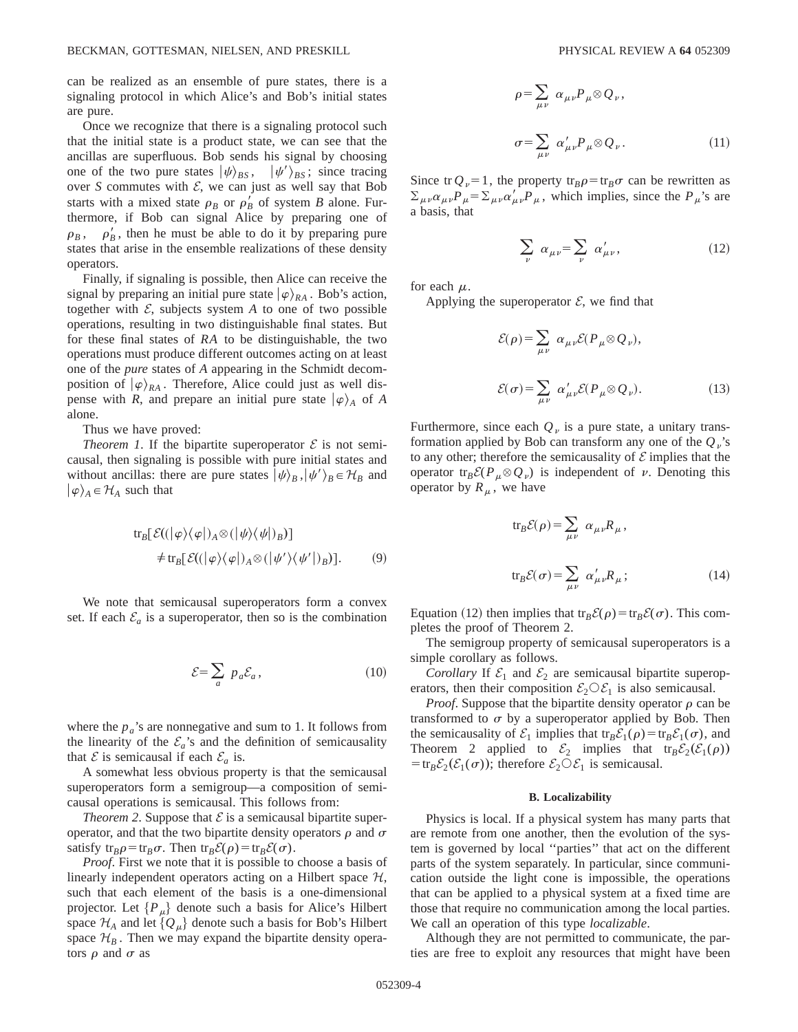can be realized as an ensemble of pure states, there is a signaling protocol in which Alice's and Bob's initial states are pure.

Once we recognize that there is a signaling protocol such that the initial state is a product state, we can see that the ancillas are superfluous. Bob sends his signal by choosing one of the two pure states $|\psi\rangle_{BS}$, $|\psi'\rangle_{BS}$; since tracing over $S$ commutes with $\mathcal{E}$, we can just as well say that Bob starts with a mixed state $\rho_B$ or $\rho_B'$ of system $B$ alone. Furthermore, if Bob can signal Alice by preparing one of $\rho_B$, $\rho_B'$, then he must be able to do it by preparing pure states that arise in the ensemble realizations of these density operators.

Finally, if signaling is possible, then Alice can receive the signal by preparing an initial pure state $|\varphi\rangle_{RA}$. Bob's action, together with $\mathcal{E}$, subjects system $A$ to one of two possible operations, resulting in two distinguishable final states. But for these final states of $RA$ to be distinguishable, the two operations must produce different outcomes acting on at least one of the *pure* states of $A$ appearing in the Schmidt decomposition of $|\varphi\rangle_{RA}$. Therefore, Alice could just as well dispense with $R$, and prepare an initial pure state $|\varphi\rangle_A$ of $A$ alone.

Thus we have proved:

*Theorem 1*. If the bipartite superoperator $\mathcal{E}$ is not semicausal, then signaling is possible with pure initial states and without ancillas: there are pure states $|\psi\rangle_B, |\psi'\rangle_B \in \mathcal{H}_B$ and $|\varphi\rangle_A \in \mathcal{H}_A$ such that

$$\mathrm{tr}_B[\mathcal{E}((|\varphi\rangle\langle\varphi|)_A \otimes (|\psi\rangle\langle\psi|)_B)] \neq \mathrm{tr}_B[\mathcal{E}((|\varphi\rangle\langle\varphi|)_A \otimes (|\psi'\rangle\langle\psi'|)_B)]. \tag{9}$$

We note that semicausal superoperators form a convex set. If each $\mathcal{E}_a$ is a superoperator, then so is the combination

$$\mathcal{E} = \sum_a p_a \mathcal{E}_a, \tag{10}$$

where the $p_a$'s are nonnegative and sum to 1. It follows from the linearity of the $\mathcal{E}_a$'s and the definition of semicausality that $\mathcal{E}$ is semicausal if each $\mathcal{E}_a$ is.

A somewhat less obvious property is that the semicausal superoperators form a semigroup—a composition of semicausal operations is semicausal. This follows from:

*Theorem 2*. Suppose that $\mathcal{E}$ is a semicausal bipartite superoperator, and that the two bipartite density operators $\rho$ and $\sigma$ satisfy $\mathrm{tr}_B\rho = \mathrm{tr}_B\sigma$. Then $\mathrm{tr}_B\mathcal{E}(\rho) = \mathrm{tr}_B\mathcal{E}(\sigma)$.

*Proof*. First we note that it is possible to choose a basis of linearly independent operators acting on a Hilbert space $\mathcal{H}$, such that each element of the basis is a one-dimensional projector. Let $\{P_\mu\}$ denote such a basis for Alice's Hilbert space $\mathcal{H}_A$ and let $\{Q_\mu\}$ denote such a basis for Bob's Hilbert space $\mathcal{H}_B$. Then we may expand the bipartite density operators $\rho$ and $\sigma$ as

$$\rho = \sum_{\mu\nu} \alpha_{\mu\nu} P_\mu \otimes Q_\nu,$$

$$\sigma = \sum_{\mu\nu} \alpha'_{\mu\nu} P_\mu \otimes Q_\nu. \tag{11}$$

Since $\mathrm{tr}\, Q_\nu = 1$, the property $\mathrm{tr}_B\rho = \mathrm{tr}_B\sigma$ can be rewritten as $\sum_{\mu\nu}\alpha_{\mu\nu}P_\mu = \sum_{\mu\nu}\alpha'_{\mu\nu}P_\mu$, which implies, since the $P_\mu$'s are a basis, that

$$\sum_\nu \alpha_{\mu\nu} = \sum_\nu \alpha'_{\mu\nu}, \tag{12}$$

for each $\mu$.

Applying the superoperator $\mathcal{E}$, we find that

$$\mathcal{E}(\rho) = \sum_{\mu\nu} \alpha_{\mu\nu} \mathcal{E}(P_\mu \otimes Q_\nu),$$

$$\mathcal{E}(\sigma) = \sum_{\mu\nu} \alpha'_{\mu\nu} \mathcal{E}(P_\mu \otimes Q_\nu). \tag{13}$$

Furthermore, since each $Q_\nu$ is a pure state, a unitary transformation applied by Bob can transform any one of the $Q_\nu$'s to any other; therefore the semicausality of $\mathcal{E}$ implies that the operator $\mathrm{tr}_B\mathcal{E}(P_\mu \otimes Q_\nu)$ is independent of $\nu$. Denoting this operator by $R_\mu$, we have

$$\mathrm{tr}_B\mathcal{E}(\rho) = \sum_{\mu\nu} \alpha_{\mu\nu} R_\mu,$$

$$\mathrm{tr}_B\mathcal{E}(\sigma) = \sum_{\mu\nu} \alpha'_{\mu\nu} R_\mu; \tag{14}$$

Equation (12) then implies that $\mathrm{tr}_B\mathcal{E}(\rho) = \mathrm{tr}_B\mathcal{E}(\sigma)$. This completes the proof of Theorem 2.

The semigroup property of semicausal superoperators is a simple corollary as follows.

*Corollary* If $\mathcal{E}_1$ and $\mathcal{E}_2$ are semicausal bipartite superoperators, then their composition $\mathcal{E}_2 \circ \mathcal{E}_1$ is also semicausal.

*Proof*. Suppose that the bipartite density operator $\rho$ can be transformed to $\sigma$ by a superoperator applied by Bob. Then the semicausality of $\mathcal{E}_1$ implies that $\mathrm{tr}_B\mathcal{E}_1(\rho) = \mathrm{tr}_B\mathcal{E}_1(\sigma)$, and Theorem 2 applied to $\mathcal{E}_2$ implies that $\mathrm{tr}_B\mathcal{E}_2(\mathcal{E}_1(\rho)) = \mathrm{tr}_B\mathcal{E}_2(\mathcal{E}_1(\sigma))$; therefore $\mathcal{E}_2 \circ \mathcal{E}_1$ is semicausal.

### B. Localizability

Physics is local. If a physical system has many parts that are remote from one another, then the evolution of the system is governed by local "parties" that act on the different parts of the system separately. In particular, since communication outside the light cone is impossible, the operations that can be applied to a physical system at a fixed time are those that require no communication among the local parties. We call an operation of this type *localizable*.

Although they are not permitted to communicate, the parties are free to exploit any resources that might have been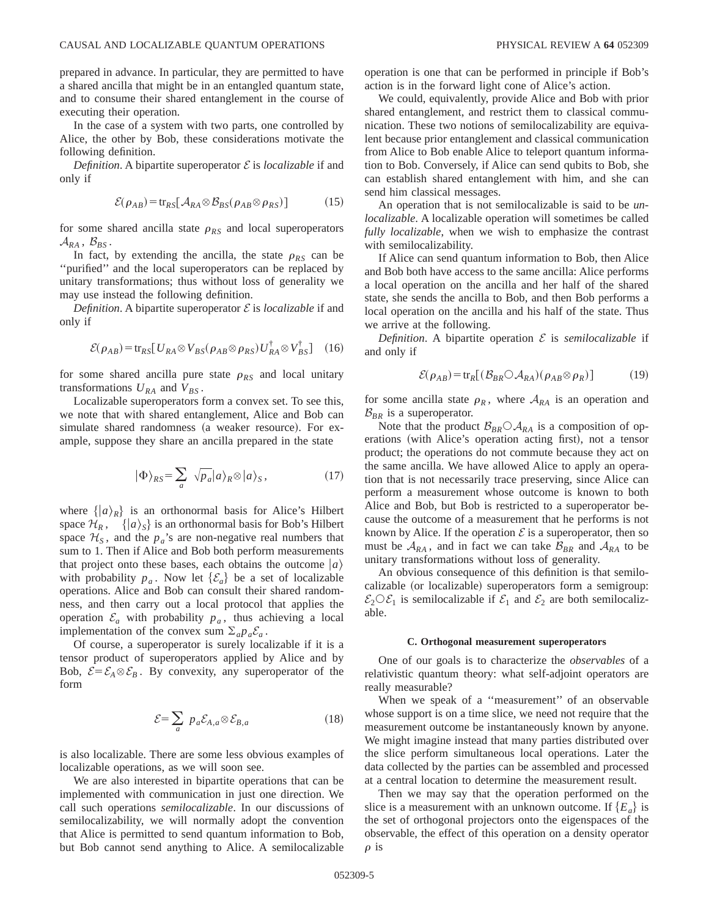prepared in advance. In particular, they are permitted to have a shared ancilla that might be in an entangled quantum state, and to consume their shared entanglement in the course of executing their operation.

In the case of a system with two parts, one controlled by Alice, the other by Bob, these considerations motivate the following definition.

*Definition*. A bipartite superoperator $\mathcal{E}$ is *localizable* if and only if

$$\mathcal{E}(\rho_{AB}) = \mathrm{tr}_{RS}[\mathcal{A}_{RA} \otimes \mathcal{B}_{BS}(\rho_{AB} \otimes \rho_{RS})] \tag{15}$$

for some shared ancilla state $\rho_{RS}$ and local superoperators $\mathcal{A}_{RA}$, $\mathcal{B}_{BS}$.

In fact, by extending the ancilla, the state $\rho_{RS}$ can be "purified" and the local superoperators can be replaced by unitary transformations; thus without loss of generality we may use instead the following definition.

*Definition*. A bipartite superoperator $\mathcal{E}$ is *localizable* if and only if

$$\mathcal{E}(\rho_{AB}) = \mathrm{tr}_{RS}[U_{RA} \otimes V_{BS}(\rho_{AB} \otimes \rho_{RS}) U_{RA}^{\dagger} \otimes V_{BS}^{\dagger}] \tag{16}$$

for some shared ancilla pure state $\rho_{RS}$ and local unitary transformations $U_{RA}$ and $V_{BS}$.

Localizable superoperators form a convex set. To see this, we note that with shared entanglement, Alice and Bob can simulate shared randomness (a weaker resource). For example, suppose they share an ancilla prepared in the state

$$|\Phi\rangle_{RS} = \sum_{a} \sqrt{p_a} |a\rangle_R \otimes |a\rangle_S, \tag{17}$$

where $\{|a\rangle_R\}$ is an orthonormal basis for Alice's Hilbert space $\mathcal{H}_R$, $\{|a\rangle_S\}$ is an orthonormal basis for Bob's Hilbert space $\mathcal{H}_S$, and the $p_a$'s are non-negative real numbers that sum to 1. Then if Alice and Bob both perform measurements that project onto these bases, each obtains the outcome $|a\rangle$ with probability $p_a$. Now let $\{\mathcal{E}_a\}$ be a set of localizable operations. Alice and Bob can consult their shared randomness, and then carry out a local protocol that applies the operation $\mathcal{E}_a$ with probability $p_a$, thus achieving a local implementation of the convex sum $\Sigma_a p_a \mathcal{E}_a$.

Of course, a superoperator is surely localizable if it is a tensor product of superoperators applied by Alice and by Bob, $\mathcal{E} = \mathcal{E}_A \otimes \mathcal{E}_B$. By convexity, any superoperator of the form

$$\mathcal{E} = \sum_{a} p_a \mathcal{E}_{A,a} \otimes \mathcal{E}_{B,a} \tag{18}$$

is also localizable. There are some less obvious examples of localizable operations, as we will soon see.

We are also interested in bipartite operations that can be implemented with communication in just one direction. We call such operations *semilocalizable*. In our discussions of semilocalizability, we will normally adopt the convention that Alice is permitted to send quantum information to Bob, but Bob cannot send anything to Alice. A semilocalizable operation is one that can be performed in principle if Bob's action is in the forward light cone of Alice's action.

We could, equivalently, provide Alice and Bob with prior shared entanglement, and restrict them to classical communication. These two notions of semilocalizability are equivalent because prior entanglement and classical communication from Alice to Bob enable Alice to teleport quantum information to Bob. Conversely, if Alice can send qubits to Bob, she can establish shared entanglement with him, and she can send him classical messages.

An operation that is not semilocalizable is said to be *unlocalizable*. A localizable operation will sometimes be called *fully localizable*, when we wish to emphasize the contrast with semilocalizability.

If Alice can send quantum information to Bob, then Alice and Bob both have access to the same ancilla: Alice performs a local operation on the ancilla and her half of the shared state, she sends the ancilla to Bob, and then Bob performs a local operation on the ancilla and his half of the state. Thus we arrive at the following.

*Definition*. A bipartite operation $\mathcal{E}$ is *semilocalizable* if and only if

$$\mathcal{E}(\rho_{AB}) = \mathrm{tr}_R[(\mathcal{B}_{BR} \bigcirc \mathcal{A}_{RA})(\rho_{AB} \otimes \rho_R)] \tag{19}$$

for some ancilla state $\rho_R$, where $\mathcal{A}_{RA}$ is an operation and $\mathcal{B}_{BR}$ is a superoperator.

Note that the product $\mathcal{B}_{BR} \bigcirc \mathcal{A}_{RA}$ is a composition of operations (with Alice's operation acting first), not a tensor product; the operations do not commute because they act on the same ancilla. We have allowed Alice to apply an operation that is not necessarily trace preserving, since Alice can perform a measurement whose outcome is known to both Alice and Bob, but Bob is restricted to a superoperator because the outcome of a measurement that he performs is not known by Alice. If the operation $\mathcal{E}$ is a superoperator, then so must be $\mathcal{A}_{RA}$, and in fact we can take $\mathcal{B}_{BR}$ and $\mathcal{A}_{RA}$ to be unitary transformations without loss of generality.

An obvious consequence of this definition is that semilocalizable (or localizable) superoperators form a semigroup: $\mathcal{E}_2 \bigcirc \mathcal{E}_1$ is semilocalizable if $\mathcal{E}_1$ and $\mathcal{E}_2$ are both semilocalizable.

### C. Orthogonal measurement superoperators

One of our goals is to characterize the *observables* of a relativistic quantum theory: what self-adjoint operators are really measurable?

When we speak of a "measurement" of an observable whose support is on a time slice, we need not require that the measurement outcome be instantaneously known by anyone. We might imagine instead that many parties distributed over the slice perform simultaneous local operations. Later the data collected by the parties can be assembled and processed at a central location to determine the measurement result.

Then we may say that the operation performed on the slice is a measurement with an unknown outcome. If $\{E_a\}$ is the set of orthogonal projectors onto the eigenspaces of the observable, the effect of this operation on a density operator $\rho$ is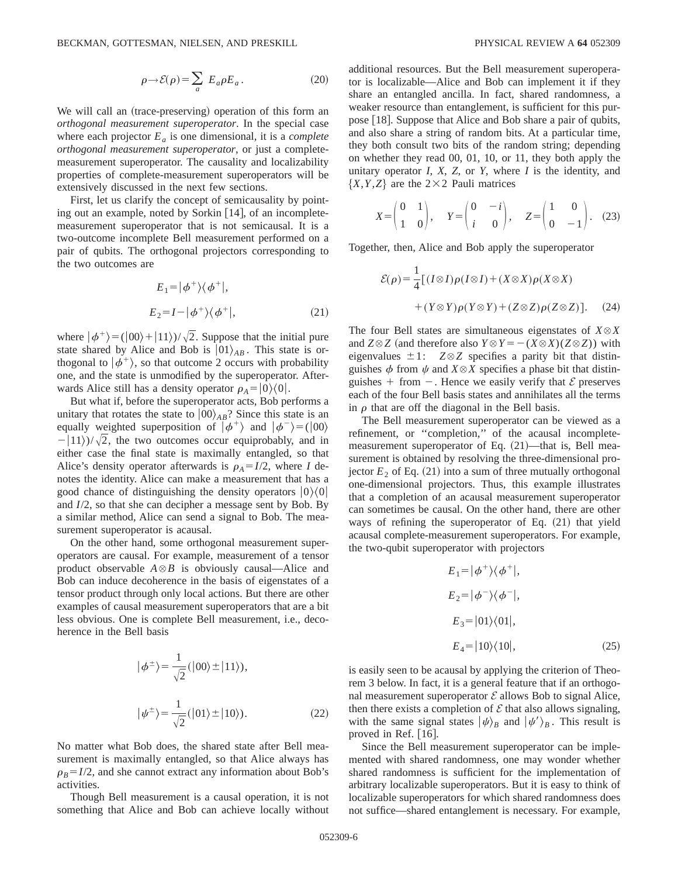$$\rho \to \mathcal{E}(\rho) = \sum_a E_a \rho E_a . \tag{20}$$

We will call an (trace-preserving) operation of this form an *orthogonal measurement superoperator*. In the special case where each projector $E_a$ is one dimensional, it is a *complete orthogonal measurement superoperator*, or just a complete-measurement superoperator. The causality and localizability properties of complete-measurement superoperators will be extensively discussed in the next few sections.

First, let us clarify the concept of semicausality by pointing out an example, noted by Sorkin [14], of an incomplete-measurement superoperator that is not semicausal. It is a two-outcome incomplete Bell measurement performed on a pair of qubits. The orthogonal projectors corresponding to the two outcomes are

$$E_1 = |\phi^+\rangle\langle\phi^+|,$$

$$E_2 = I - |\phi^+\rangle\langle\phi^+|, \tag{21}$$

where $|\phi^+\rangle = (|00\rangle + |11\rangle)/\sqrt{2}$. Suppose that the initial pure state shared by Alice and Bob is $|01\rangle_{AB}$. This state is orthogonal to $|\phi^+\rangle$, so that outcome 2 occurs with probability one, and the state is unmodified by the superoperator. Afterwards Alice still has a density operator $\rho_A = |0\rangle\langle 0|$.

But what if, before the superoperator acts, Bob performs a unitary that rotates the state to $|00\rangle_{AB}$? Since this state is an equally weighted superposition of $|\phi^+\rangle$ and $|\phi^-\rangle = (|00\rangle - |11\rangle)/\sqrt{2}$, the two outcomes occur equiprobably, and in either case the final state is maximally entangled, so that Alice's density operator afterwards is $\rho_A = I/2$, where $I$ denotes the identity. Alice can make a measurement that has a good chance of distinguishing the density operators $|0\rangle\langle 0|$ and $I/2$, so that she can decipher a message sent by Bob. By a similar method, Alice can send a signal to Bob. The measurement superoperator is acausal.

On the other hand, some orthogonal measurement superoperators are causal. For example, measurement of a tensor product observable $A \otimes B$ is obviously causal—Alice and Bob can induce decoherence in the basis of eigenstates of a tensor product through only local actions. But there are other examples of causal measurement superoperators that are a bit less obvious. One is complete Bell measurement, i.e., decoherence in the Bell basis

$$|\phi^\pm\rangle = \frac{1}{\sqrt{2}}(|00\rangle \pm |11\rangle),$$

$$|\psi^\pm\rangle = \frac{1}{\sqrt{2}}(|01\rangle \pm |10\rangle). \tag{22}$$

No matter what Bob does, the shared state after Bell measurement is maximally entangled, so that Alice always has $\rho_B = I/2$, and she cannot extract any information about Bob's activities.

Though Bell measurement is a causal operation, it is not something that Alice and Bob can achieve locally without additional resources. But the Bell measurement superoperator is localizable—Alice and Bob can implement it if they share an entangled ancilla. In fact, shared randomness, a weaker resource than entanglement, is sufficient for this purpose [18]. Suppose that Alice and Bob share a pair of qubits, and also share a string of random bits. At a particular time, they both consult two bits of the random string; depending on whether they read 00, 01, 10, or 11, they both apply the unitary operator $I$, $X$, $Z$, or $Y$, where $I$ is the identity, and $\{X,Y,Z\}$ are the $2\times 2$ Pauli matrices

$$X = \begin{pmatrix} 0 & 1 \\ 1 & 0 \end{pmatrix}, \quad Y = \begin{pmatrix} 0 & -i \\ i & 0 \end{pmatrix}, \quad Z = \begin{pmatrix} 1 & 0 \\ 0 & -1 \end{pmatrix}. \tag{23}$$

Together, then, Alice and Bob apply the superoperator

$$\mathcal{E}(\rho) = \frac{1}{4}[(I\otimes I)\rho(I\otimes I) + (X\otimes X)\rho(X\otimes X) + (Y\otimes Y)\rho(Y\otimes Y) + (Z\otimes Z)\rho(Z\otimes Z)]. \tag{24}$$

The four Bell states are simultaneous eigenstates of $X\otimes X$ and $Z\otimes Z$ (and therefore also $Y\otimes Y = -(X\otimes X)(Z\otimes Z)$) with eigenvalues $\pm 1$: $Z\otimes Z$ specifies a parity bit that distinguishes $\phi$ from $\psi$ and $X\otimes X$ specifies a phase bit that distinguishes $+$ from $-$. Hence we easily verify that $\mathcal{E}$ preserves each of the four Bell basis states and annihilates all the terms in $\rho$ that are off the diagonal in the Bell basis.

The Bell measurement superoperator can be viewed as a refinement, or "completion," of the acausal incomplete-measurement superoperator of Eq. (21)—that is, Bell measurement is obtained by resolving the three-dimensional projector $E_2$ of Eq. (21) into a sum of three mutually orthogonal one-dimensional projectors. Thus, this example illustrates that a completion of an acausal measurement superoperator can sometimes be causal. On the other hand, there are other ways of refining the superoperator of Eq. (21) that yield acausal complete-measurement superoperators. For example, the two-qubit superoperator with projectors

$$E_1 = |\phi^+\rangle\langle\phi^+|,$$

$$E_2 = |\phi^-\rangle\langle\phi^-|,$$

$$E_3 = |01\rangle\langle 01|,$$

$$E_4 = |10\rangle\langle 10|, \tag{25}$$

is easily seen to be acausal by applying the criterion of Theorem 3 below. In fact, it is a general feature that if an orthogonal measurement superoperator $\mathcal{E}$ allows Bob to signal Alice, then there exists a completion of $\mathcal{E}$ that allows signaling, with the same signal states $|\psi\rangle_B$ and $|\psi'\rangle_B$. This result is proved in Ref. [16].

Since the Bell measurement superoperator can be implemented with shared randomness, one may wonder whether shared randomness is sufficient for the implementation of arbitrary localizable superoperators. But it is easy to think of localizable superoperators for which shared randomness does not suffice—shared entanglement is necessary. For example,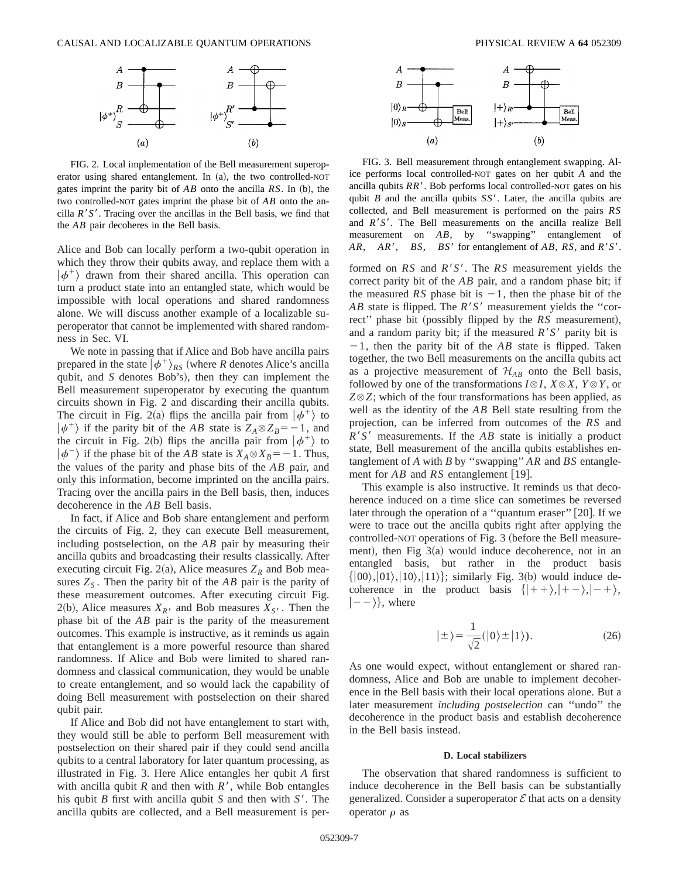FIG. 2. Local implementation of the Bell measurement superoperator using shared entanglement. In (a), the two controlled-NOT gates imprint the parity bit of $AB$ onto the ancilla $RS$. In (b), the two controlled-NOT gates imprint the phase bit of $AB$ onto the ancilla $R'S'$. Tracing over the ancillas in the Bell basis, we find that the $AB$ pair decoheres in the Bell basis.

Alice and Bob can locally perform a two-qubit operation in which they throw their qubits away, and replace them with a $|\phi^+\rangle$ drawn from their shared ancilla. This operation can turn a product state into an entangled state, which would be impossible with local operations and shared randomness alone. We will discuss another example of a localizable superoperator that cannot be implemented with shared randomness in Sec. VI.

We note in passing that if Alice and Bob have ancilla pairs prepared in the state $|\phi^+\rangle_{RS}$ (where $R$ denotes Alice's ancilla qubit, and $S$ denotes Bob's), then they can implement the Bell measurement superoperator by executing the quantum circuits shown in Fig. 2 and discarding their ancilla qubits. The circuit in Fig. 2(a) flips the ancilla pair from $|\phi^+\rangle$ to $|\psi^+\rangle$ if the parity bit of the $AB$ state is $Z_A\otimes Z_B=-1$, and the circuit in Fig. 2(b) flips the ancilla pair from $|\phi^+\rangle$ to $|\phi^-\rangle$ if the phase bit of the $AB$ state is $X_A\otimes X_B=-1$. Thus, the values of the parity and phase bits of the $AB$ pair, and only this information, become imprinted on the ancilla pairs. Tracing over the ancilla pairs in the Bell basis, then, induces decoherence in the $AB$ Bell basis.

In fact, if Alice and Bob share entanglement and perform the circuits of Fig. 2, they can execute Bell measurement, including postselection, on the $AB$ pair by measuring their ancilla qubits and broadcasting their results classically. After executing circuit Fig. 2(a), Alice measures $Z_R$ and Bob measures $Z_S$. Then the parity bit of the $AB$ pair is the parity of these measurement outcomes. After executing circuit Fig. 2(b), Alice measures $X_{R'}$ and Bob measures $X_{S'}$. Then the phase bit of the $AB$ pair is the parity of the measurement outcomes. This example is instructive, as it reminds us again that entanglement is a more powerful resource than shared randomness. If Alice and Bob were limited to shared randomness and classical communication, they would be unable to create entanglement, and so would lack the capability of doing Bell measurement with postselection on their shared qubit pair.

If Alice and Bob did not have entanglement to start with, they would still be able to perform Bell measurement with postselection on their shared pair if they could send ancilla qubits to a central laboratory for later quantum processing, as illustrated in Fig. 3. Here Alice entangles her qubit $A$ first with ancilla qubit $R$ and then with $R'$, while Bob entangles his qubit $B$ first with ancilla qubit $S$ and then with $S'$. The ancilla qubits are collected, and a Bell measurement is performed on $RS$ and $R'S'$. The $RS$ measurement yields the correct parity bit of the $AB$ pair, and a random phase bit; if the measured $RS$ phase bit is $-1$, then the phase bit of the $AB$ state is flipped. The $R'S'$ measurement yields the "correct" phase bit (possibly flipped by the $RS$ measurement), and a random parity bit; if the measured $R'S'$ parity bit is $-1$, then the parity bit of the $AB$ state is flipped. Taken together, the two Bell measurements on the ancilla qubits act as a projective measurement of $\mathcal{H}_{AB}$ onto the Bell basis, followed by one of the transformations $I\otimes I$, $X\otimes X$, $Y\otimes Y$, or $Z\otimes Z$; which of the four transformations has been applied, as well as the identity of the $AB$ Bell state resulting from the projection, can be inferred from outcomes of the $RS$ and $R'S'$ measurements. If the $AB$ state is initially a product state, Bell measurement of the ancilla qubits establishes entanglement of $A$ with $B$ by "swapping" $AR$ and $BS$ entanglement for $AB$ and $RS$ entanglement [19].

FIG. 3. Bell measurement through entanglement swapping. Alice performs local controlled-NOT gates on her qubit $A$ and the ancilla qubits $RR'$. Bob performs local controlled-NOT gates on his qubit $B$ and the ancilla qubits $SS'$. Later, the ancilla qubits are collected, and Bell measurement is performed on the pairs $RS$ and $R'S'$. The Bell measurements on the ancilla realize Bell measurement on $AB$, by "swapping" entanglement of $AR$, $AR'$, $BS$, $BS'$ for entanglement of $AB$, $RS$, and $R'S'$.

This example is also instructive. It reminds us that decoherence induced on a time slice can sometimes be reversed later through the operation of a "quantum eraser" [20]. If we were to trace out the ancilla qubits right after applying the controlled-NOT operations of Fig. 3 (before the Bell measurement), then Fig 3(a) would induce decoherence, not in an entangled basis, but rather in the product basis $\{|00\rangle,|01\rangle,|10\rangle,|11\rangle\}$; similarly Fig. 3(b) would induce decoherence in the product basis $\{|++\rangle,|+-\rangle,|-+\rangle,|--\rangle\}$, where

$$|\pm\rangle=\frac{1}{\sqrt{2}}(|0\rangle\pm|1\rangle). \tag{26}$$

As one would expect, without entanglement or shared randomness, Alice and Bob are unable to implement decoherence in the Bell basis with their local operations alone. But a later measurement *including postselection* can "undo" the decoherence in the product basis and establish decoherence in the Bell basis instead.

### D. Local stabilizers

The observation that shared randomness is sufficient to induce decoherence in the Bell basis can be substantially generalized. Consider a superoperator $\mathcal{E}$ that acts on a density operator $\rho$ as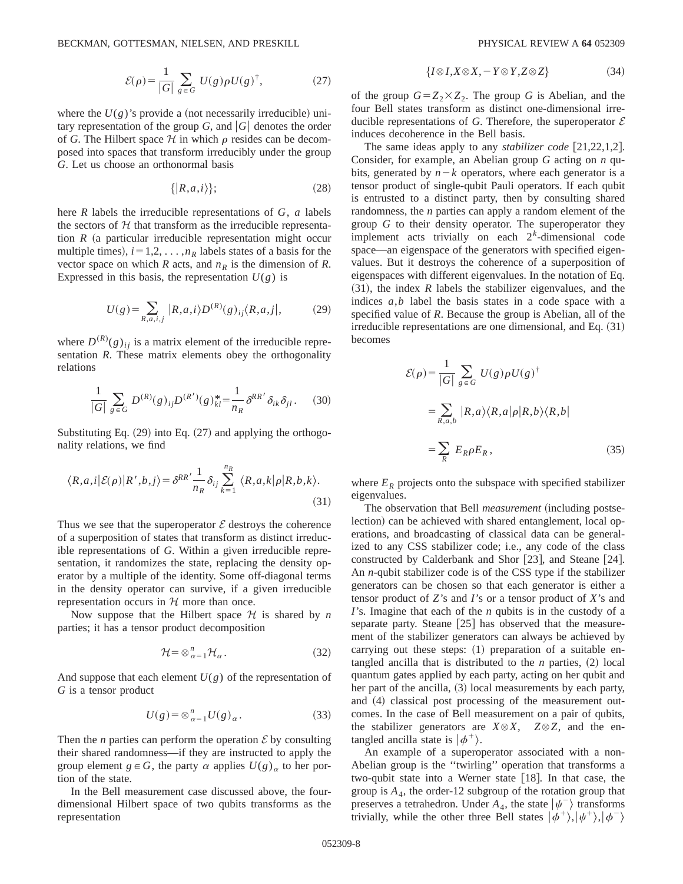$$\mathcal{E}(\rho)=\frac{1}{|G|}\sum_{g\in G} U(g)\rho U(g)^{\dagger}, \tag{27}$$

where the $U(g)$'s provide a (not necessarily irreducible) unitary representation of the group $G$, and $|G|$ denotes the order of $G$. The Hilbert space $\mathcal{H}$ in which $\rho$ resides can be decomposed into spaces that transform irreducibly under the group $G$. Let us choose an orthonormal basis

$$\{|R,a,i\rangle\}; \tag{28}$$

here $R$ labels the irreducible representations of $G$, $a$ labels the sectors of $\mathcal{H}$ that transform as the irreducible representation $R$ (a particular irreducible representation might occur multiple times), $i=1,2,\ldots,n_R$ labels states of a basis for the vector space on which $R$ acts, and $n_R$ is the dimension of $R$. Expressed in this basis, the representation $U(g)$ is

$$U(g)=\sum_{R,a,i,j}|R,a,i\rangle D^{(R)}(g)_{ij}\langle R,a,j|, \tag{29}$$

where $D^{(R)}(g)_{ij}$ is a matrix element of the irreducible representation $R$. These matrix elements obey the orthogonality relations

$$\frac{1}{|G|}\sum_{g\in G} D^{(R)}(g)_{ij}D^{(R')}(g)^{*}_{kl}=\frac{1}{n_R}\delta^{RR'}\delta_{ik}\delta_{jl}. \tag{30}$$

Substituting Eq. (29) into Eq. (27) and applying the orthogonality relations, we find

$$\langle R,a,i|\mathcal{E}(\rho)|R',b,j\rangle=\delta^{RR'}\frac{1}{n_R}\delta_{ij}\sum_{k=1}^{n_R}\langle R,a,k|\rho|R,b,k\rangle. \tag{31}$$

Thus we see that the superoperator $\mathcal{E}$ destroys the coherence of a superposition of states that transform as distinct irreducible representations of $G$. Within a given irreducible representation, it randomizes the state, replacing the density operator by a multiple of the identity. Some off-diagonal terms in the density operator can survive, if a given irreducible representation occurs in $\mathcal{H}$ more than once.

Now suppose that the Hilbert space $\mathcal{H}$ is shared by $n$ parties; it has a tensor product decomposition

$$\mathcal{H}=\otimes_{\alpha=1}^{n}\mathcal{H}_{\alpha}. \tag{32}$$

And suppose that each element $U(g)$ of the representation of $G$ is a tensor product

$$U(g)=\otimes_{\alpha=1}^{n}U(g)_{\alpha}. \tag{33}$$

Then the $n$ parties can perform the operation $\mathcal{E}$ by consulting their shared randomness—if they are instructed to apply the group element $g\in G$, the party $\alpha$ applies $U(g)_{\alpha}$ to her portion of the state.

In the Bell measurement case discussed above, the four-dimensional Hilbert space of two qubits transforms as the representation

$$\{I\otimes I, X\otimes X, -Y\otimes Y, Z\otimes Z\} \tag{34}$$

of the group $G=Z_2\times Z_2$. The group $G$ is Abelian, and the four Bell states transform as distinct one-dimensional irreducible representations of $G$. Therefore, the superoperator $\mathcal{E}$ induces decoherence in the Bell basis.

The same ideas apply to any *stabilizer code* [21,22,1,2]. Consider, for example, an Abelian group $G$ acting on $n$ qubits, generated by $n-k$ operators, where each generator is a tensor product of single-qubit Pauli operators. If each qubit is entrusted to a distinct party, then by consulting shared randomness, the $n$ parties can apply a random element of the group $G$ to their density operator. The superoperator they implement acts trivially on each $2^k$-dimensional code space—an eigenspace of the generators with specified eigenvalues. But it destroys the coherence of a superposition of eigenspaces with different eigenvalues. In the notation of Eq. (31), the index $R$ labels the stabilizer eigenvalues, and the indices $a,b$ label the basis states in a code space with a specified value of $R$. Because the group is Abelian, all of the irreducible representations are one dimensional, and Eq. (31) becomes

$$\begin{aligned}\mathcal{E}(\rho)&=\frac{1}{|G|}\sum_{g\in G}U(g)\rho U(g)^{\dagger}\\&=\sum_{R,a,b}|R,a\rangle\langle R,a|\rho|R,b\rangle\langle R,b|\\&=\sum_{R}E_R\rho E_R,\end{aligned} \tag{35}$$

where $E_R$ projects onto the subspace with specified stabilizer eigenvalues.

The observation that Bell *measurement* (including postselection) can be achieved with shared entanglement, local operations, and broadcasting of classical data can be generalized to any CSS stabilizer code; i.e., any code of the class constructed by Calderbank and Shor [23], and Steane [24]. An $n$-qubit stabilizer code is of the CSS type if the stabilizer generators can be chosen so that each generator is either a tensor product of $Z$'s and $I$'s or a tensor product of $X$'s and $I$'s. Imagine that each of the $n$ qubits is in the custody of a separate party. Steane [25] has observed that the measurement of the stabilizer generators can always be achieved by carrying out these steps: (1) preparation of a suitable entangled ancilla that is distributed to the $n$ parties, (2) local quantum gates applied by each party, acting on her qubit and her part of the ancilla, (3) local measurements by each party, and (4) classical post processing of the measurement outcomes. In the case of Bell measurement on a pair of qubits, the stabilizer generators are $X\otimes X$, $Z\otimes Z$, and the entangled ancilla state is $|\phi^+\rangle$.

An example of a superoperator associated with a non-Abelian group is the "twirling" operation that transforms a two-qubit state into a Werner state [18]. In that case, the group is $A_4$, the order-12 subgroup of the rotation group that preserves a tetrahedron. Under $A_4$, the state $|\psi^-\rangle$ transforms trivially, while the other three Bell states $|\phi^+\rangle,|\psi^+\rangle,|\phi^-\rangle$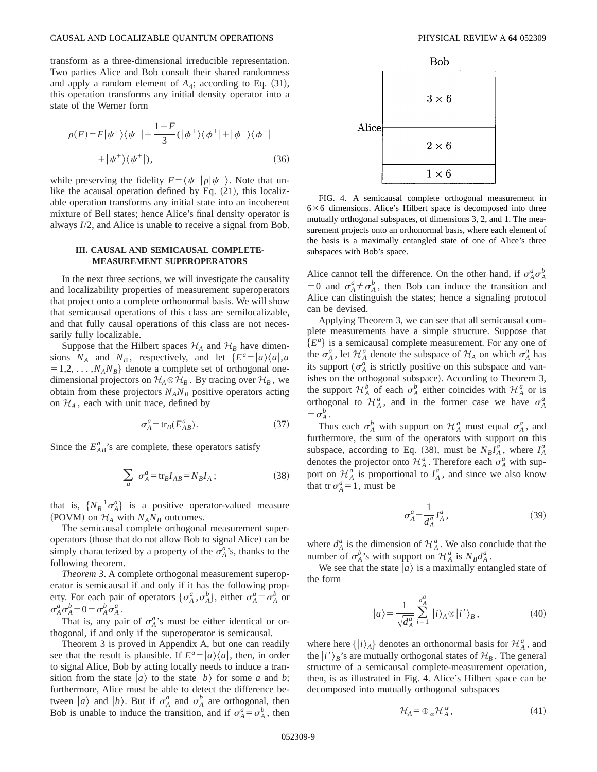transform as a three-dimensional irreducible representation. Two parties Alice and Bob consult their shared randomness and apply a random element of $A_4$; according to Eq. (31), this operation transforms any initial density operator into a state of the Werner form

$$\rho(F)=F|\psi^-\rangle\langle\psi^-|+\frac{1-F}{3}(|\phi^+\rangle\langle\phi^+|+|\phi^-\rangle\langle\phi^-| +|\psi^+\rangle\langle\psi^+|), \tag{36}$$

while preserving the fidelity $F=\langle\psi^-|\rho|\psi^-\rangle$. Note that unlike the acausal operation defined by Eq. (21), this localizable operation transforms any initial state into an incoherent mixture of Bell states; hence Alice's final density operator is always $I/2$, and Alice is unable to receive a signal from Bob.

### III. CAUSAL AND SEMICAUSAL COMPLETE-MEASUREMENT SUPEROPERATORS

In the next three sections, we will investigate the causality and localizability properties of measurement superoperators that project onto a complete orthonormal basis. We will show that semicausal operations of this class are semilocalizable, and that fully causal operations of this class are not necessarily fully localizable.

Suppose that the Hilbert spaces $\mathcal{H}_A$ and $\mathcal{H}_B$ have dimensions $N_A$ and $N_B$, respectively, and let $\{E^a=|a\rangle\langle a|, a=1,2,\ldots,N_AN_B\}$ denote a complete set of orthogonal one-dimensional projectors on $\mathcal{H}_A\otimes\mathcal{H}_B$. By tracing over $\mathcal{H}_B$, we obtain from these projectors $N_AN_B$ positive operators acting on $\mathcal{H}_A$, each with unit trace, defined by

$$\sigma_A^a=\mathrm{tr}_B(E_{AB}^a). \tag{37}$$

Since the $E_{AB}^a$'s are complete, these operators satisfy

$$\sum_a \sigma_A^a=\mathrm{tr}_B I_{AB}=N_B I_A; \tag{38}$$

that is, $\{N_B^{-1}\sigma_A^a\}$ is a positive operator-valued measure (POVM) on $\mathcal{H}_A$ with $N_AN_B$ outcomes.

The semicausal complete orthogonal measurement superoperators (those that do not allow Bob to signal Alice) can be simply characterized by a property of the $\sigma_A^a$'s, thanks to the following theorem.

*Theorem 3*. A complete orthogonal measurement superoperator is semicausal if and only if it has the following property. For each pair of operators $\{\sigma_A^a,\sigma_A^b\}$, either $\sigma_A^a=\sigma_A^b$ or $\sigma_A^a\sigma_A^b=0=\sigma_A^b\sigma_A^a$.

That is, any pair of $\sigma_A^a$'s must be either identical or orthogonal, if and only if the superoperator is semicausal.

Theorem 3 is proved in Appendix A, but one can readily see that the result is plausible. If $E^a=|a\rangle\langle a|$, then, in order to signal Alice, Bob by acting locally needs to induce a transition from the state $|a\rangle$ to the state $|b\rangle$ for some $a$ and $b$; furthermore, Alice must be able to detect the difference between $|a\rangle$ and $|b\rangle$. But if $\sigma_A^a$ and $\sigma_A^b$ are orthogonal, then Bob is unable to induce the transition, and if $\sigma_A^a=\sigma_A^b$, then Alice cannot tell the difference. On the other hand, if $\sigma_A^a\sigma_A^b=0$ and $\sigma_A^a\neq\sigma_A^b$, then Bob can induce the transition and Alice can distinguish the states; hence a signaling protocol can be devised.

FIG. 4. A semicausal complete orthogonal measurement in $6\times6$ dimensions. Alice's Hilbert space is decomposed into three mutually orthogonal subspaces, of dimensions 3, 2, and 1. The measurement projects onto an orthonormal basis, where each element of the basis is a maximally entangled state of one of Alice's three subspaces with Bob's space.

Applying Theorem 3, we can see that all semicausal complete measurements have a simple structure. Suppose that $\{E^a\}$ is a semicausal complete measurement. For any one of the $\sigma_A^a$, let $\mathcal{H}_A^a$ denote the subspace of $\mathcal{H}_A$ on which $\sigma_A^a$ has its support ($\sigma_A^a$ is strictly positive on this subspace and vanishes on the orthogonal subspace). According to Theorem 3, the support $\mathcal{H}_A^b$ of each $\sigma_A^b$ either coincides with $\mathcal{H}_A^a$ or is orthogonal to $\mathcal{H}_A^a$, and in the former case we have $\sigma_A^a=\sigma_A^b$.

Thus each $\sigma_A^b$ with support on $\mathcal{H}_A^a$ must equal $\sigma_A^a$, and furthermore, the sum of the operators with support on this subspace, according to Eq. (38), must be $N_B I_A^a$, where $I_A^a$ denotes the projector onto $\mathcal{H}_A^a$. Therefore each $\sigma_A^a$ with support on $\mathcal{H}_A^a$ is proportional to $I_A^a$, and since we also know that $\mathrm{tr}\,\sigma_A^a=1$, must be

$$\sigma_A^a=\frac{1}{d_A^a}I_A^a, \tag{39}$$

where $d_A^a$ is the dimension of $\mathcal{H}_A^a$. We also conclude that the number of $\sigma_A^b$'s with support on $\mathcal{H}_A^a$ is $N_Bd_A^a$.

We see that the state $|a\rangle$ is a maximally entangled state of the form

$$|a\rangle=\frac{1}{\sqrt{d_A^a}}\sum_{i=1}^{d_A^a}|i\rangle_A\otimes|i'\rangle_B, \tag{40}$$

where here $\{|i\rangle_A\}$ denotes an orthonormal basis for $\mathcal{H}_A^a$, and the $|i'\rangle_B$'s are mutually orthogonal states of $\mathcal{H}_B$. The general structure of a semicausal complete-measurement operation, then, is as illustrated in Fig. 4. Alice's Hilbert space can be decomposed into mutually orthogonal subspaces

$$\mathcal{H}_A=\oplus_\alpha\mathcal{H}_A^\alpha, \tag{41}$$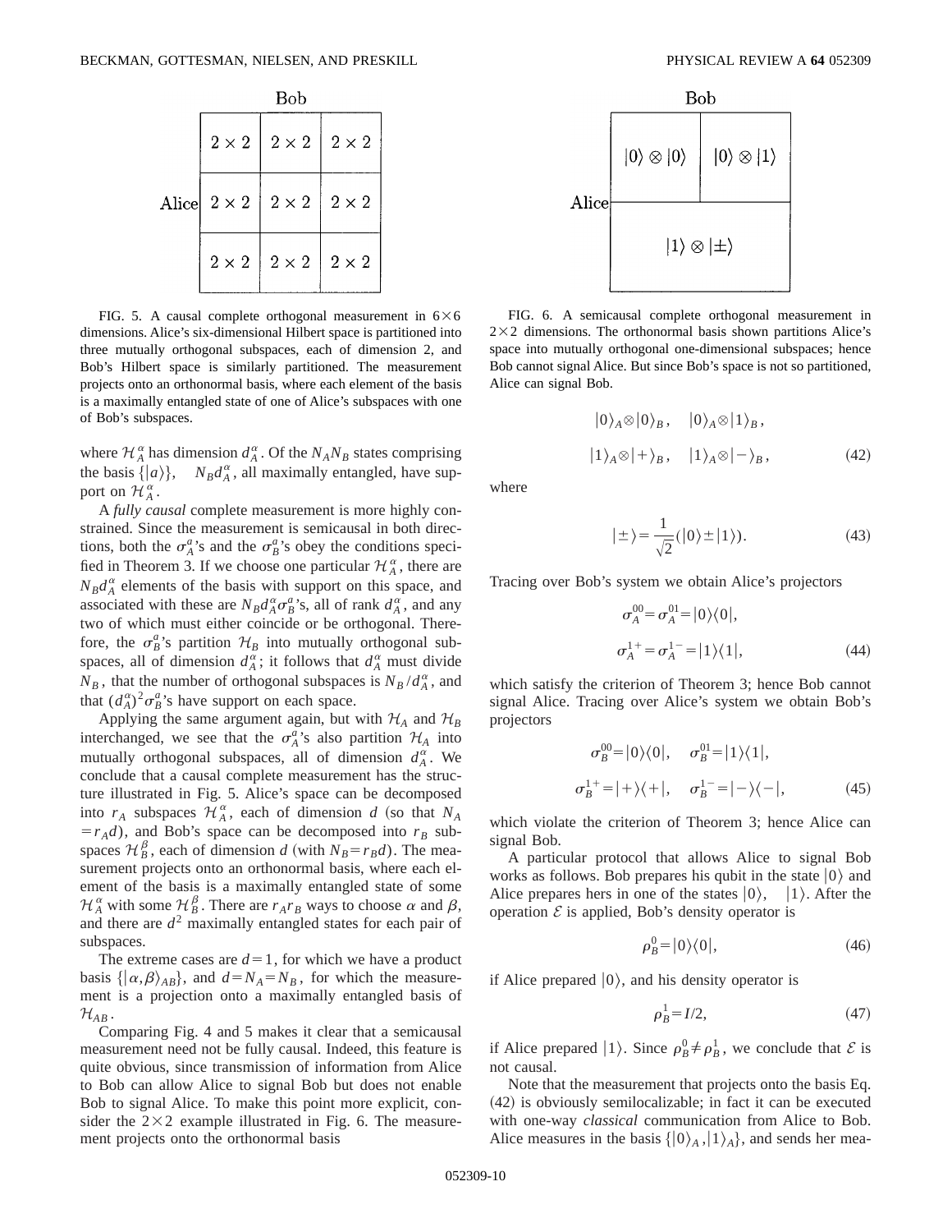FIG. 5. A causal complete orthogonal measurement in $6\times 6$ dimensions. Alice's six-dimensional Hilbert space is partitioned into three mutually orthogonal subspaces, each of dimension 2, and Bob's Hilbert space is similarly partitioned. The measurement projects onto an orthonormal basis, where each element of the basis is a maximally entangled state of one of Alice's subspaces with one of Bob's subspaces.

where $\mathcal{H}_A^\alpha$ has dimension $d_A^\alpha$. Of the $N_A N_B$ states comprising the basis $\{|a\rangle\}$, $N_B d_A^\alpha$, all maximally entangled, have support on $\mathcal{H}_A^\alpha$.

A *fully causal* complete measurement is more highly constrained. Since the measurement is semicausal in both directions, both the $\sigma_A^a$'s and the $\sigma_B^a$'s obey the conditions specified in Theorem 3. If we choose one particular $\mathcal{H}_A^\alpha$, there are $N_B d_A^\alpha$ elements of the basis with support on this space, and associated with these are $N_B d_A^\alpha \sigma_B^a$'s, all of rank $d_A^\alpha$, and any two of which must either coincide or be orthogonal. Therefore, the $\sigma_B^a$'s partition $\mathcal{H}_B$ into mutually orthogonal subspaces, all of dimension $d_A^\alpha$; it follows that $d_A^\alpha$ must divide $N_B$, that the number of orthogonal subspaces is $N_B/d_A^\alpha$, and that $(d_A^\alpha)^2 \sigma_B^a$'s have support on each space.

Applying the same argument again, but with $\mathcal{H}_A$ and $\mathcal{H}_B$ interchanged, we see that the $\sigma_A^a$'s also partition $\mathcal{H}_A$ into mutually orthogonal subspaces, all of dimension $d_A^\alpha$. We conclude that a causal complete measurement has the structure illustrated in Fig. 5. Alice's space can be decomposed into $r_A$ subspaces $\mathcal{H}_A^\alpha$, each of dimension $d$ (so that $N_A = r_A d$), and Bob's space can be decomposed into $r_B$ subspaces $\mathcal{H}_B^\beta$, each of dimension $d$ (with $N_B = r_B d$). The measurement projects onto an orthonormal basis, where each element of the basis is a maximally entangled state of some $\mathcal{H}_A^\alpha$ with some $\mathcal{H}_B^\beta$. There are $r_A r_B$ ways to choose $\alpha$ and $\beta$, and there are $d^2$ maximally entangled states for each pair of subspaces.

The extreme cases are $d=1$, for which we have a product basis $\{|\alpha,\beta\rangle_{AB}\}$, and $d=N_A=N_B$, for which the measurement is a projection onto a maximally entangled basis of $\mathcal{H}_{AB}$.

Comparing Fig. 4 and 5 makes it clear that a semicausal measurement need not be fully causal. Indeed, this feature is quite obvious, since transmission of information from Alice to Bob can allow Alice to signal Bob but does not enable Bob to signal Alice. To make this point more explicit, consider the $2\times 2$ example illustrated in Fig. 6. The measurement projects onto the orthonormal basis

FIG. 6. A semicausal complete orthogonal measurement in $2\times 2$ dimensions. The orthonormal basis shown partitions Alice's space into mutually orthogonal one-dimensional subspaces; hence Bob cannot signal Alice. But since Bob's space is not so partitioned, Alice can signal Bob.

$$|0\rangle_A \otimes |0\rangle_B, \quad |0\rangle_A \otimes |1\rangle_B,$$
$$|1\rangle_A \otimes |+\rangle_B, \quad |1\rangle_A \otimes |-\rangle_B, \tag{42}$$

where

$$|\pm\rangle = \frac{1}{\sqrt{2}}(|0\rangle \pm |1\rangle). \tag{43}$$

Tracing over Bob's system we obtain Alice's projectors

$$\sigma_A^{00} = \sigma_A^{01} = |0\rangle\langle 0|,$$
$$\sigma_A^{1+} = \sigma_A^{1-} = |1\rangle\langle 1|, \tag{44}$$

which satisfy the criterion of Theorem 3; hence Bob cannot signal Alice. Tracing over Alice's system we obtain Bob's projectors

$$\sigma_B^{00} = |0\rangle\langle 0|, \quad \sigma_B^{01} = |1\rangle\langle 1|,$$
$$\sigma_B^{1+} = |+\rangle\langle +|, \quad \sigma_B^{1-} = |-\rangle\langle -|, \tag{45}$$

which violate the criterion of Theorem 3; hence Alice can signal Bob.

A particular protocol that allows Alice to signal Bob works as follows. Bob prepares his qubit in the state $|0\rangle$ and Alice prepares hers in one of the states $|0\rangle$, $|1\rangle$. After the operation $\mathcal{E}$ is applied, Bob's density operator is

$$\rho_B^0 = |0\rangle\langle 0|, \tag{46}$$

if Alice prepared $|0\rangle$, and his density operator is

$$\rho_B^1 = I/2, \tag{47}$$

if Alice prepared $|1\rangle$. Since $\rho_B^0 \neq \rho_B^1$, we conclude that $\mathcal{E}$ is not causal.

Note that the measurement that projects onto the basis Eq. (42) is obviously semilocalizable; in fact it can be executed with one-way *classical* communication from Alice to Bob. Alice measures in the basis $\{|0\rangle_A, |1\rangle_A\}$, and sends her mea-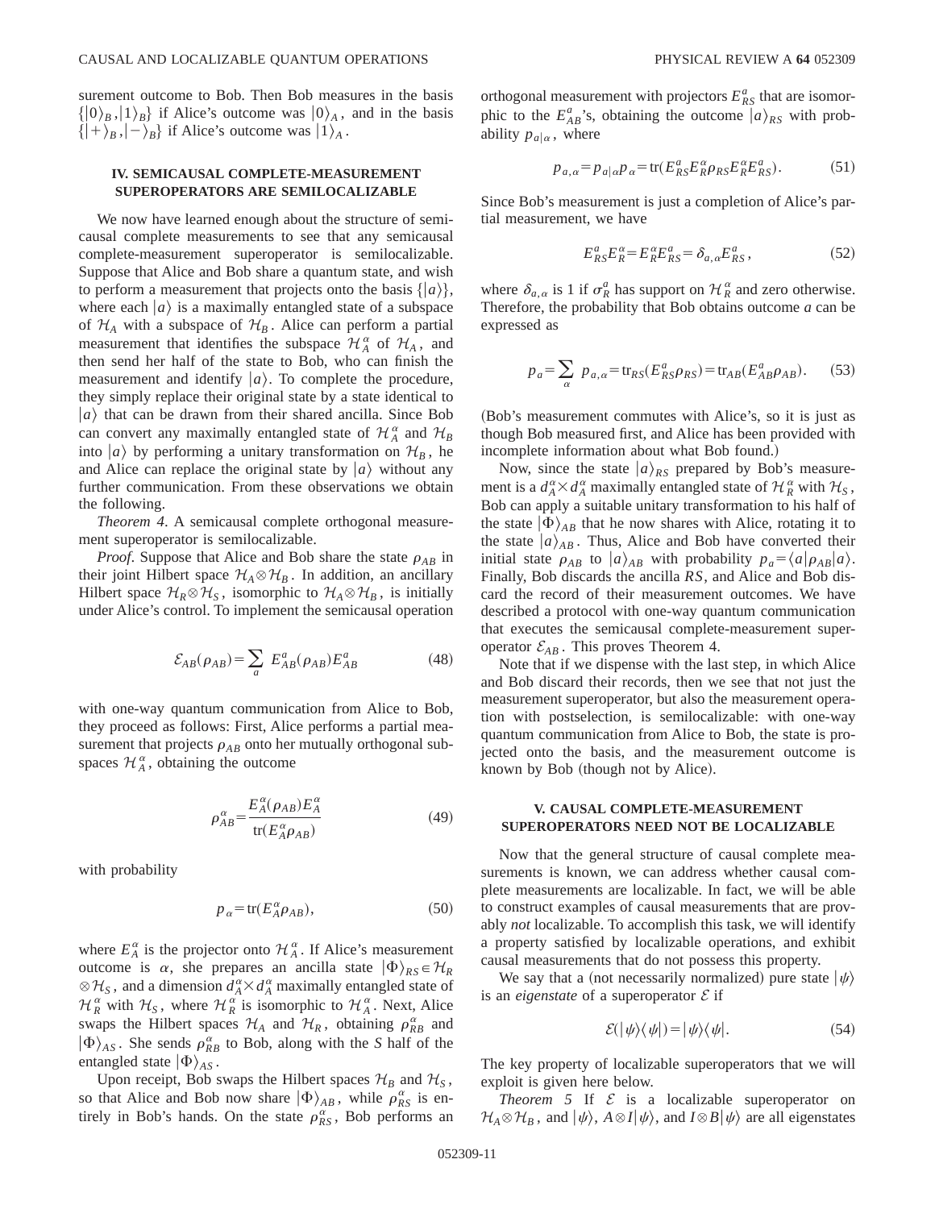surement outcome to Bob. Then Bob measures in the basis $\{|0\rangle_B,|1\rangle_B\}$ if Alice's outcome was $|0\rangle_A$, and in the basis $\{|+\rangle_B,|-\rangle_B\}$ if Alice's outcome was $|1\rangle_A$.

## IV. SEMICAUSAL COMPLETE-MEASUREMENT SUPEROPERATORS ARE SEMILOCALIZABLE

We now have learned enough about the structure of semicausal complete measurements to see that any semicausal complete-measurement superoperator is semilocalizable. Suppose that Alice and Bob share a quantum state, and wish to perform a measurement that projects onto the basis $\{|a\rangle\}$, where each $|a\rangle$ is a maximally entangled state of a subspace of $\mathcal{H}_A$ with a subspace of $\mathcal{H}_B$. Alice can perform a partial measurement that identifies the subspace $\mathcal{H}_A^\alpha$ of $\mathcal{H}_A$, and then send her half of the state to Bob, who can finish the measurement and identify $|a\rangle$. To complete the procedure, they simply replace their original state by a state identical to $|a\rangle$ that can be drawn from their shared ancilla. Since Bob can convert any maximally entangled state of $\mathcal{H}_A^\alpha$ and $\mathcal{H}_B$ into $|a\rangle$ by performing a unitary transformation on $\mathcal{H}_B$, he and Alice can replace the original state by $|a\rangle$ without any further communication. From these observations we obtain the following.

*Theorem 4*. A semicausal complete orthogonal measurement superoperator is semilocalizable.

*Proof*. Suppose that Alice and Bob share the state $\rho_{AB}$ in their joint Hilbert space $\mathcal{H}_A\otimes\mathcal{H}_B$. In addition, an ancillary Hilbert space $\mathcal{H}_R\otimes\mathcal{H}_S$, isomorphic to $\mathcal{H}_A\otimes\mathcal{H}_B$, is initially under Alice's control. To implement the semicausal operation

$$\mathcal{E}_{AB}(\rho_{AB})=\sum_a E_{AB}^a(\rho_{AB})E_{AB}^a \tag{48}$$

with one-way quantum communication from Alice to Bob, they proceed as follows: First, Alice performs a partial measurement that projects $\rho_{AB}$ onto her mutually orthogonal subspaces $\mathcal{H}_A^\alpha$, obtaining the outcome

$$\rho_{AB}^\alpha=\frac{E_A^\alpha(\rho_{AB})E_A^\alpha}{\mathrm{tr}(E_A^\alpha\rho_{AB})} \tag{49}$$

with probability

$$p_\alpha=\mathrm{tr}(E_A^\alpha\rho_{AB}), \tag{50}$$

where $E_A^\alpha$ is the projector onto $\mathcal{H}_A^\alpha$. If Alice's measurement outcome is $\alpha$, she prepares an ancilla state $|\Phi\rangle_{RS}\in\mathcal{H}_R\otimes\mathcal{H}_S$, and a dimension $d_A^\alpha\times d_A^\alpha$ maximally entangled state of $\mathcal{H}_R^\alpha$ with $\mathcal{H}_S$, where $\mathcal{H}_R^\alpha$ is isomorphic to $\mathcal{H}_A^\alpha$. Next, Alice swaps the Hilbert spaces $\mathcal{H}_A$ and $\mathcal{H}_R$, obtaining $\rho_{RB}^\alpha$ and $|\Phi\rangle_{AS}$. She sends $\rho_{RB}^\alpha$ to Bob, along with the $S$ half of the entangled state $|\Phi\rangle_{AS}$.

Upon receipt, Bob swaps the Hilbert spaces $\mathcal{H}_B$ and $\mathcal{H}_S$, so that Alice and Bob now share $|\Phi\rangle_{AB}$, while $\rho_{RS}^\alpha$ is entirely in Bob's hands. On the state $\rho_{RS}^\alpha$, Bob performs an orthogonal measurement with projectors $E_{RS}^a$ that are isomorphic to the $E_{AB}^a$'s, obtaining the outcome $|a\rangle_{RS}$ with probability $p_{a|\alpha}$, where

$$p_{a,\alpha}=p_{a|\alpha}p_\alpha=\mathrm{tr}(E_{RS}^aE_R^\alpha\rho_{RS}E_R^\alpha E_{RS}^a). \tag{51}$$

Since Bob's measurement is just a completion of Alice's partial measurement, we have

$$E_{RS}^aE_R^\alpha=E_R^\alpha E_{RS}^a=\delta_{a,\alpha}E_{RS}^a, \tag{52}$$

where $\delta_{a,\alpha}$ is 1 if $\sigma_R^a$ has support on $\mathcal{H}_R^\alpha$ and zero otherwise. Therefore, the probability that Bob obtains outcome $a$ can be expressed as

$$p_a=\sum_\alpha p_{a,\alpha}=\mathrm{tr}_{RS}(E_{RS}^a\rho_{RS})=\mathrm{tr}_{AB}(E_{AB}^a\rho_{AB}). \tag{53}$$

(Bob's measurement commutes with Alice's, so it is just as though Bob measured first, and Alice has been provided with incomplete information about what Bob found.)

Now, since the state $|a\rangle_{RS}$ prepared by Bob's measurement is a $d_A^\alpha\times d_A^\alpha$ maximally entangled state of $\mathcal{H}_R^\alpha$ with $\mathcal{H}_S$, Bob can apply a suitable unitary transformation to his half of the state $|\Phi\rangle_{AB}$ that he now shares with Alice, rotating it to the state $|a\rangle_{AB}$. Thus, Alice and Bob have converted their initial state $\rho_{AB}$ to $|a\rangle_{AB}$ with probability $p_a=\langle a|\rho_{AB}|a\rangle$. Finally, Bob discards the ancilla $RS$, and Alice and Bob discard the record of their measurement outcomes. We have described a protocol with one-way quantum communication that executes the semicausal complete-measurement superoperator $\mathcal{E}_{AB}$. This proves Theorem 4.

Note that if we dispense with the last step, in which Alice and Bob discard their records, then we see that not just the measurement superoperator, but also the measurement operation with postselection, is semilocalizable: with one-way quantum communication from Alice to Bob, the state is projected onto the basis, and the measurement outcome is known by Bob (though not by Alice).

## V. CAUSAL COMPLETE-MEASUREMENT SUPEROPERATORS NEED NOT BE LOCALIZABLE

Now that the general structure of causal complete measurements is known, we can address whether causal complete measurements are localizable. In fact, we will be able to construct examples of causal measurements that are provably *not* localizable. To accomplish this task, we will identify a property satisfied by localizable operations, and exhibit causal measurements that do not possess this property.

We say that a (not necessarily normalized) pure state $|\psi\rangle$ is an *eigenstate* of a superoperator $\mathcal{E}$ if

$$\mathcal{E}(|\psi\rangle\langle\psi|)=|\psi\rangle\langle\psi|. \tag{54}$$

The key property of localizable superoperators that we will exploit is given here below.

*Theorem 5* If $\mathcal{E}$ is a localizable superoperator on $\mathcal{H}_A\otimes\mathcal{H}_B$, and $|\psi\rangle$, $A\otimes I|\psi\rangle$, and $I\otimes B|\psi\rangle$ are all eigenstates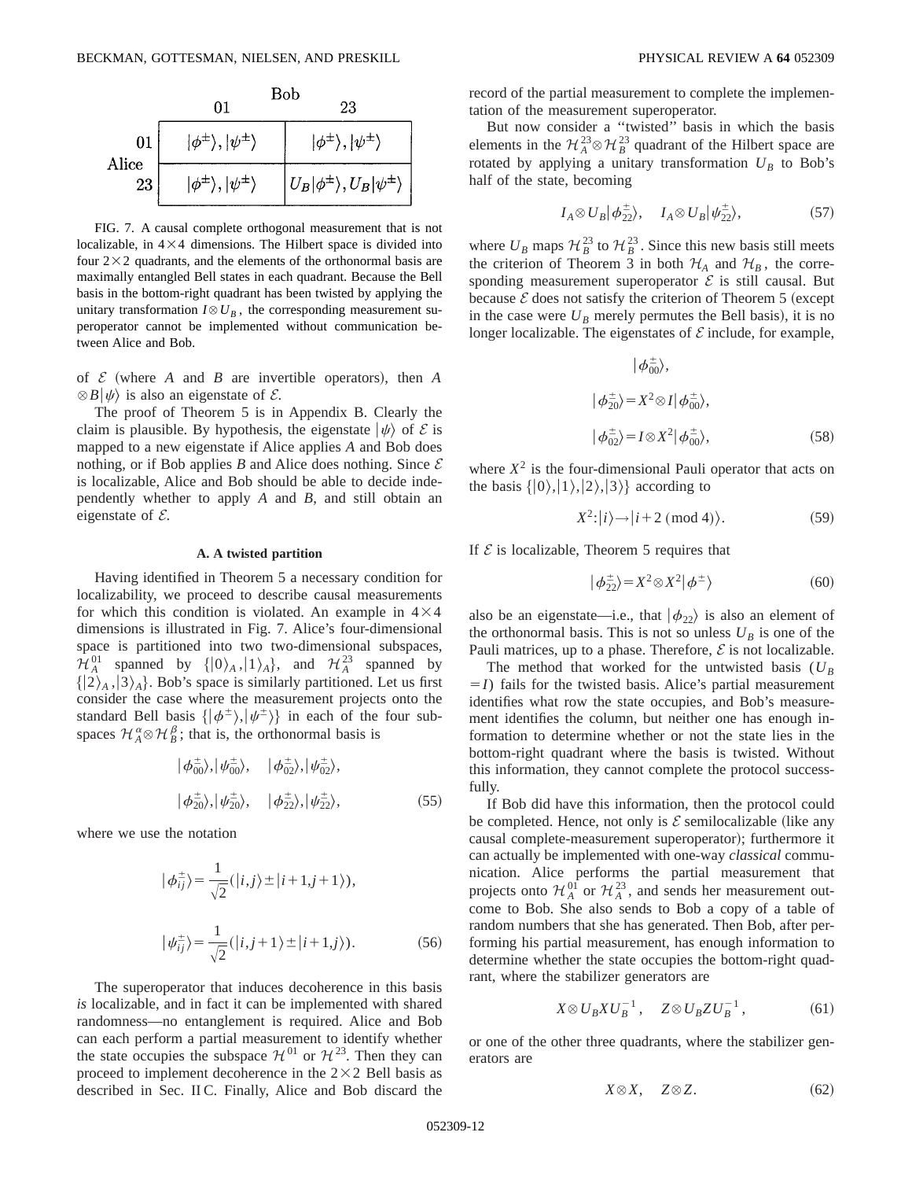|  | Bob 01 | Bob 23 |
|---|---|---|
| Alice 01 | $\|\phi^\pm\rangle, \|\psi^\pm\rangle$ | $\|\phi^\pm\rangle, \|\psi^\pm\rangle$ |
| Alice 23 | $\|\phi^\pm\rangle, \|\psi^\pm\rangle$ | $U_B\|\phi^\pm\rangle, U_B\|\psi^\pm\rangle$ |

FIG. 7. A causal complete orthogonal measurement that is not localizable, in $4\times 4$ dimensions. The Hilbert space is divided into four $2\times 2$ quadrants, and the elements of the orthonormal basis are maximally entangled Bell states in each quadrant. Because the Bell basis in the bottom-right quadrant has been twisted by applying the unitary transformation $I\otimes U_B$, the corresponding measurement superoperator cannot be implemented without communication between Alice and Bob.

of $\mathcal{E}$ (where $A$ and $B$ are invertible operators), then $A\otimes B|\psi\rangle$ is also an eigenstate of $\mathcal{E}$.

The proof of Theorem 5 is in Appendix B. Clearly the claim is plausible. By hypothesis, the eigenstate $|\psi\rangle$ of $\mathcal{E}$ is mapped to a new eigenstate if Alice applies $A$ and Bob does nothing, or if Bob applies $B$ and Alice does nothing. Since $\mathcal{E}$ is localizable, Alice and Bob should be able to decide independently whether to apply $A$ and $B$, and still obtain an eigenstate of $\mathcal{E}$.

### A. A twisted partition

Having identified in Theorem 5 a necessary condition for localizability, we proceed to describe causal measurements for which this condition is violated. An example in $4\times 4$ dimensions is illustrated in Fig. 7. Alice's four-dimensional space is partitioned into two two-dimensional subspaces, $\mathcal{H}_A^{01}$ spanned by $\{|0\rangle_A,|1\rangle_A\}$, and $\mathcal{H}_A^{23}$ spanned by $\{|2\rangle_A,|3\rangle_A\}$. Bob's space is similarly partitioned. Let us first consider the case where the measurement projects onto the standard Bell basis $\{|\phi^\pm\rangle,|\psi^\pm\rangle\}$ in each of the four subspaces $\mathcal{H}_A^\alpha\otimes\mathcal{H}_B^\beta$; that is, the orthonormal basis is

$$
\begin{aligned}
&|\phi_{00}^\pm\rangle,|\psi_{00}^\pm\rangle, \quad |\phi_{02}^\pm\rangle,|\psi_{02}^\pm\rangle,\\
&|\phi_{20}^\pm\rangle,|\psi_{20}^\pm\rangle, \quad |\phi_{22}^\pm\rangle,|\psi_{22}^\pm\rangle,
\end{aligned} \tag{55}
$$

where we use the notation

$$
\begin{aligned}
|\phi_{ij}^\pm\rangle &= \frac{1}{\sqrt{2}}(|i,j\rangle \pm |i+1,j+1\rangle),\\
|\psi_{ij}^\pm\rangle &= \frac{1}{\sqrt{2}}(|i,j+1\rangle \pm |i+1,j\rangle).
\end{aligned} \tag{56}
$$

The superoperator that induces decoherence in this basis *is* localizable, and in fact it can be implemented with shared randomness—no entanglement is required. Alice and Bob can each perform a partial measurement to identify whether the state occupies the subspace $\mathcal{H}^{01}$ or $\mathcal{H}^{23}$. Then they can proceed to implement decoherence in the $2\times 2$ Bell basis as described in Sec. II C. Finally, Alice and Bob discard the record of the partial measurement to complete the implementation of the measurement superoperator.

But now consider a "twisted" basis in which the basis elements in the $\mathcal{H}_A^{23}\otimes\mathcal{H}_B^{23}$ quadrant of the Hilbert space are rotated by applying a unitary transformation $U_B$ to Bob's half of the state, becoming

$$
I_A\otimes U_B|\phi_{22}^\pm\rangle, \quad I_A\otimes U_B|\psi_{22}^\pm\rangle, \tag{57}
$$

where $U_B$ maps $\mathcal{H}_B^{23}$ to $\mathcal{H}_B^{23}$. Since this new basis still meets the criterion of Theorem 3 in both $\mathcal{H}_A$ and $\mathcal{H}_B$, the corresponding measurement superoperator $\mathcal{E}$ is still causal. But because $\mathcal{E}$ does not satisfy the criterion of Theorem 5 (except in the case were $U_B$ merely permutes the Bell basis), it is no longer localizable. The eigenstates of $\mathcal{E}$ include, for example,

$$
\begin{aligned}
&|\phi_{00}^\pm\rangle,\\
&|\phi_{20}^\pm\rangle = X^2\otimes I|\phi_{00}^\pm\rangle,\\
&|\phi_{02}^\pm\rangle = I\otimes X^2|\phi_{00}^\pm\rangle,
\end{aligned} \tag{58}
$$

where $X^2$ is the four-dimensional Pauli operator that acts on the basis $\{|0\rangle,|1\rangle,|2\rangle,|3\rangle\}$ according to

$$
X^2: |i\rangle \rightarrow |i+2 \ (\mathrm{mod}\ 4)\rangle. \tag{59}
$$

If $\mathcal{E}$ is localizable, Theorem 5 requires that

$$
|\phi_{22}^\pm\rangle = X^2\otimes X^2|\phi^\pm\rangle \tag{60}
$$

also be an eigenstate—i.e., that $|\phi_{22}\rangle$ is also an element of the orthonormal basis. This is not so unless $U_B$ is one of the Pauli matrices, up to a phase. Therefore, $\mathcal{E}$ is not localizable.

The method that worked for the untwisted basis ($U_B = I$) fails for the twisted basis. Alice's partial measurement identifies what row the state occupies, and Bob's measurement identifies the column, but neither one has enough information to determine whether or not the state lies in the bottom-right quadrant where the basis is twisted. Without this information, they cannot complete the protocol successfully.

If Bob did have this information, then the protocol could be completed. Hence, not only is $\mathcal{E}$ semilocalizable (like any causal complete-measurement superoperator); furthermore it can actually be implemented with one-way *classical* communication. Alice performs the partial measurement that projects onto $\mathcal{H}_A^{01}$ or $\mathcal{H}_A^{23}$, and sends her measurement outcome to Bob. She also sends to Bob a copy of a table of random numbers that she has generated. Then Bob, after performing his partial measurement, has enough information to determine whether the state occupies the bottom-right quadrant, where the stabilizer generators are

$$
X\otimes U_B X U_B^{-1}, \quad Z\otimes U_B Z U_B^{-1}, \tag{61}
$$

or one of the other three quadrants, where the stabilizer generators are

$$
X\otimes X, \quad Z\otimes Z. \tag{62}
$$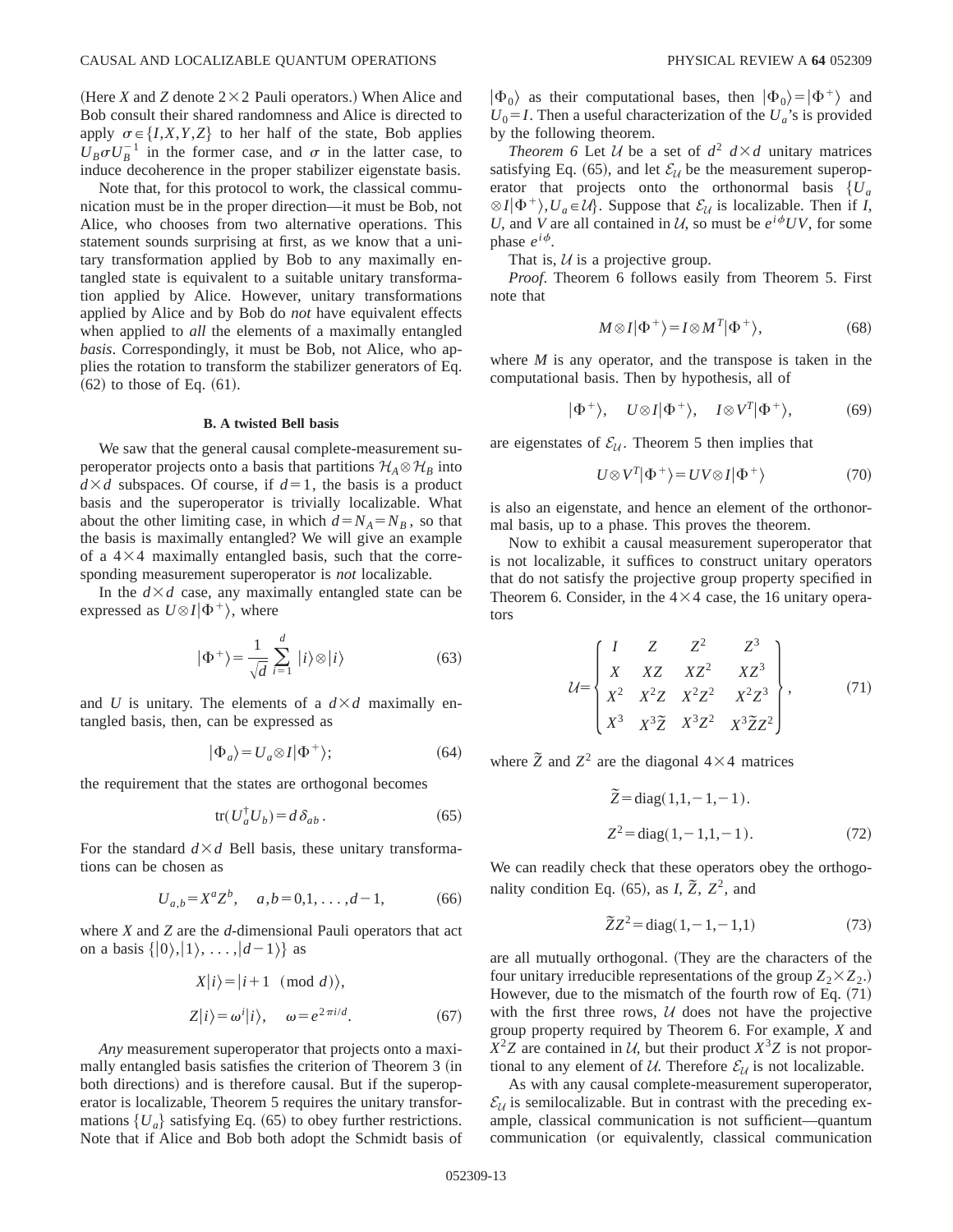(Here $X$ and $Z$ denote $2\times 2$ Pauli operators.) When Alice and Bob consult their shared randomness and Alice is directed to apply $\sigma\in\{I,X,Y,Z\}$ to her half of the state, Bob applies $U_B\sigma U_B^{-1}$ in the former case, and $\sigma$ in the latter case, to induce decoherence in the proper stabilizer eigenstate basis.

Note that, for this protocol to work, the classical communication must be in the proper direction—it must be Bob, not Alice, who chooses from two alternative operations. This statement sounds surprising at first, as we know that a unitary transformation applied by Bob to any maximally entangled state is equivalent to a suitable unitary transformation applied by Alice. However, unitary transformations applied by Alice and by Bob do *not* have equivalent effects when applied to *all* the elements of a maximally entangled *basis*. Correspondingly, it must be Bob, not Alice, who applies the rotation to transform the stabilizer generators of Eq. (62) to those of Eq. (61).

### B. A twisted Bell basis

We saw that the general causal complete-measurement superoperator projects onto a basis that partitions $\mathcal{H}_A\otimes\mathcal{H}_B$ into $d\times d$ subspaces. Of course, if $d=1$, the basis is a product basis and the superoperator is trivially localizable. What about the other limiting case, in which $d=N_A=N_B$, so that the basis is maximally entangled? We will give an example of a $4\times 4$ maximally entangled basis, such that the corresponding measurement superoperator is *not* localizable.

In the $d\times d$ case, any maximally entangled state can be expressed as $U\otimes I|\Phi^+\rangle$, where

$$|\Phi^+\rangle=\frac{1}{\sqrt{d}}\sum_{i=1}^{d}|i\rangle\otimes|i\rangle \tag{63}$$

and $U$ is unitary. The elements of a $d\times d$ maximally entangled basis, then, can be expressed as

$$|\Phi_a\rangle=U_a\otimes I|\Phi^+\rangle; \tag{64}$$

the requirement that the states are orthogonal becomes

$$\mathrm{tr}(U_a^\dagger U_b)=d\,\delta_{ab}. \tag{65}$$

For the standard $d\times d$ Bell basis, these unitary transformations can be chosen as

$$U_{a,b}=X^aZ^b,\quad a,b=0,1,\ldots,d-1, \tag{66}$$

where $X$ and $Z$ are the $d$-dimensional Pauli operators that act on a basis $\{|0\rangle,|1\rangle,\ldots,|d-1\rangle\}$ as

$$X|i\rangle=|i+1 \pmod d\rangle,$$
$$Z|i\rangle=\omega^i|i\rangle,\quad \omega=e^{2\pi i/d}. \tag{67}$$

*Any* measurement superoperator that projects onto a maximally entangled basis satisfies the criterion of Theorem 3 (in both directions) and is therefore causal. But if the superoperator is localizable, Theorem 5 requires the unitary transformations $\{U_a\}$ satisfying Eq. (65) to obey further restrictions. Note that if Alice and Bob both adopt the Schmidt basis of $|\Phi_0\rangle$ as their computational bases, then $|\Phi_0\rangle=|\Phi^+\rangle$ and $U_0=I$. Then a useful characterization of the $U_a$'s is provided by the following theorem.

*Theorem 6* Let $\mathcal{U}$ be a set of $d^2$ $d\times d$ unitary matrices satisfying Eq. (65), and let $\mathcal{E}_{\mathcal{U}}$ be the measurement superoperator that projects onto the orthonormal basis $\{U_a\otimes I|\Phi^+\rangle, U_a\in\mathcal{U}\}$. Suppose that $\mathcal{E}_{\mathcal{U}}$ is localizable. Then if $I$, $U$, and $V$ are all contained in $\mathcal{U}$, so must be $e^{i\phi}UV$, for some phase $e^{i\phi}$.

That is, $\mathcal{U}$ is a projective group.

*Proof*. Theorem 6 follows easily from Theorem 5. First note that

$$M\otimes I|\Phi^+\rangle=I\otimes M^T|\Phi^+\rangle, \tag{68}$$

where $M$ is any operator, and the transpose is taken in the computational basis. Then by hypothesis, all of

$$|\Phi^+\rangle,\quad U\otimes I|\Phi^+\rangle,\quad I\otimes V^T|\Phi^+\rangle, \tag{69}$$

are eigenstates of $\mathcal{E}_{\mathcal{U}}$. Theorem 5 then implies that

$$U\otimes V^T|\Phi^+\rangle=UV\otimes I|\Phi^+\rangle \tag{70}$$

is also an eigenstate, and hence an element of the orthonormal basis, up to a phase. This proves the theorem.

Now to exhibit a causal measurement superoperator that is not localizable, it suffices to construct unitary operators that do not satisfy the projective group property specified in Theorem 6. Consider, in the $4\times 4$ case, the 16 unitary operators

$$\mathcal{U}=\begin{Bmatrix} I & Z & Z^2 & Z^3\\ X & XZ & XZ^2 & XZ^3\\ X^2 & X^2Z & X^2Z^2 & X^2Z^3\\ X^3 & X^3\tilde{Z} & X^3Z^2 & X^3\tilde{Z}Z^2\end{Bmatrix}, \tag{71}$$

where $\tilde{Z}$ and $Z^2$ are the diagonal $4\times 4$ matrices

$$\tilde{Z}=\mathrm{diag}(1,1,-1,-1).$$
$$Z^2=\mathrm{diag}(1,-1,1,-1). \tag{72}$$

We can readily check that these operators obey the orthogonality condition Eq. (65), as $I$, $\tilde{Z}$, $Z^2$, and

$$\tilde{Z}Z^2=\mathrm{diag}(1,-1,-1,1) \tag{73}$$

are all mutually orthogonal. (They are the characters of the four unitary irreducible representations of the group $Z_2\times Z_2$.) However, due to the mismatch of the fourth row of Eq. (71) with the first three rows, $\mathcal{U}$ does not have the projective group property required by Theorem 6. For example, $X$ and $X^2Z$ are contained in $\mathcal{U}$, but their product $X^3Z$ is not proportional to any element of $\mathcal{U}$. Therefore $\mathcal{E}_{\mathcal{U}}$ is not localizable.

As with any causal complete-measurement superoperator, $\mathcal{E}_{\mathcal{U}}$ is semilocalizable. But in contrast with the preceding example, classical communication is not sufficient—quantum communication (or equivalently, classical communication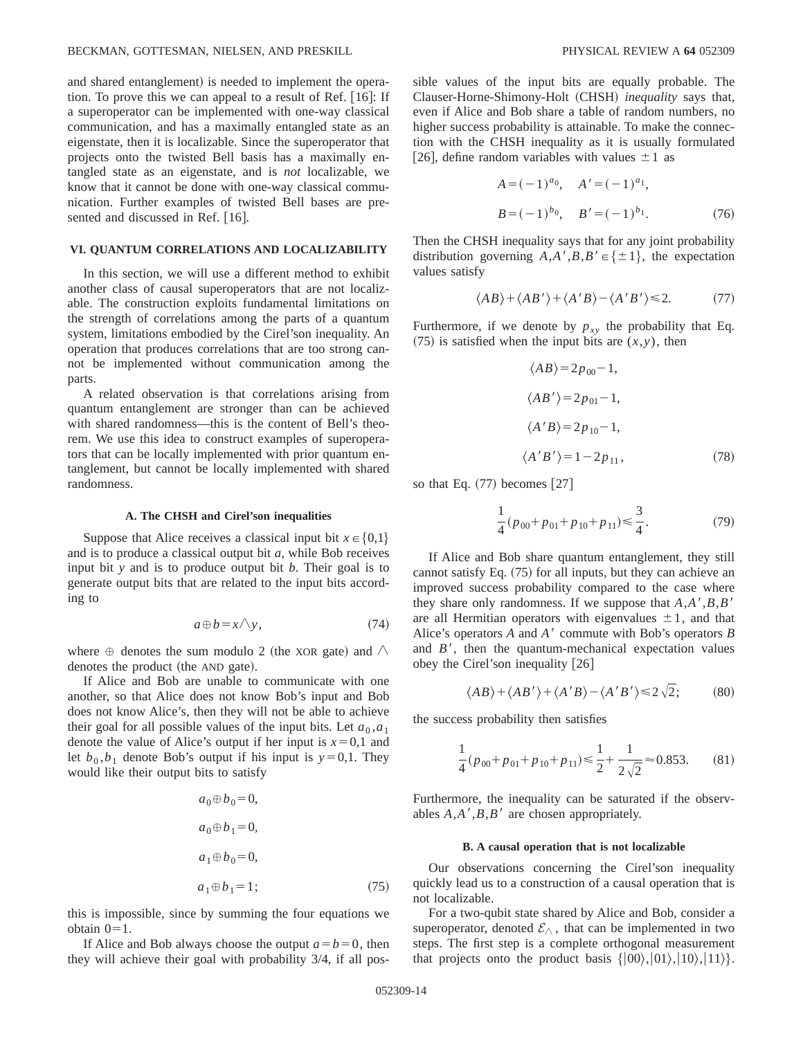and shared entanglement) is needed to implement the operation. To prove this we can appeal to a result of Ref. [16]: If a superoperator can be implemented with one-way classical communication, and has a maximally entangled state as an eigenstate, then it is localizable. Since the superoperator that projects onto the twisted Bell basis has a maximally entangled state as an eigenstate, and is *not* localizable, we know that it cannot be done with one-way classical communication. Further examples of twisted Bell bases are presented and discussed in Ref. [16].

## VI. QUANTUM CORRELATIONS AND LOCALIZABILITY

In this section, we will use a different method to exhibit another class of causal superoperators that are not localizable. The construction exploits fundamental limitations on the strength of correlations among the parts of a quantum system, limitations embodied by the Cirel'son inequality. An operation that produces correlations that are too strong cannot be implemented without communication among the parts.

A related observation is that correlations arising from quantum entanglement are stronger than can be achieved with shared randomness—this is the content of Bell's theorem. We use this idea to construct examples of superoperators that can be locally implemented with prior quantum entanglement, but cannot be locally implemented with shared randomness.

### A. The CHSH and Cirel'son inequalities

Suppose that Alice receives a classical input bit $x \in \{0,1\}$ and is to produce a classical output bit $a$, while Bob receives input bit $y$ and is to produce output bit $b$. Their goal is to generate output bits that are related to the input bits according to

$$a \oplus b = x \wedge y, \tag{74}$$

where $\oplus$ denotes the sum modulo 2 (the XOR gate) and $\wedge$ denotes the product (the AND gate).

If Alice and Bob are unable to communicate with one another, so that Alice does not know Bob's input and Bob does not know Alice's, then they will not be able to achieve their goal for all possible values of the input bits. Let $a_0, a_1$ denote the value of Alice's output if her input is $x=0,1$ and let $b_0, b_1$ denote Bob's output if his input is $y=0,1$. They would like their output bits to satisfy

$$\begin{aligned} a_0 \oplus b_0 &= 0, \\ a_0 \oplus b_1 &= 0, \\ a_1 \oplus b_0 &= 0, \\ a_1 \oplus b_1 &= 1; \end{aligned} \tag{75}$$

this is impossible, since by summing the four equations we obtain $0=1$.

If Alice and Bob always choose the output $a=b=0$, then they will achieve their goal with probability 3/4, if all possible values of the input bits are equally probable. The Clauser-Horne-Shimony-Holt (CHSH) *inequality* says that, even if Alice and Bob share a table of random numbers, no higher success probability is attainable. To make the connection with the CHSH inequality as it is usually formulated [26], define random variables with values $\pm 1$ as

$$\begin{aligned} A &= (-1)^{a_0}, \quad A' = (-1)^{a_1}, \\ B &= (-1)^{b_0}, \quad B' = (-1)^{b_1}. \end{aligned} \tag{76}$$

Then the CHSH inequality says that for any joint probability distribution governing $A, A', B, B' \in \{\pm 1\}$, the expectation values satisfy

$$\langle AB \rangle + \langle AB' \rangle + \langle A'B \rangle - \langle A'B' \rangle \leq 2. \tag{77}$$

Furthermore, if we denote by $p_{xy}$ the probability that Eq. (75) is satisfied when the input bits are $(x,y)$, then

$$\begin{aligned} \langle AB \rangle &= 2p_{00} - 1, \\ \langle AB' \rangle &= 2p_{01} - 1, \\ \langle A'B \rangle &= 2p_{10} - 1, \\ \langle A'B' \rangle &= 1 - 2p_{11}, \end{aligned} \tag{78}$$

so that Eq. (77) becomes [27]

$$\frac{1}{4}(p_{00} + p_{01} + p_{10} + p_{11}) \leq \frac{3}{4}. \tag{79}$$

If Alice and Bob share quantum entanglement, they still cannot satisfy Eq. (75) for all inputs, but they can achieve an improved success probability compared to the case where they share only randomness. If we suppose that $A, A', B, B'$ are all Hermitian operators with eigenvalues $\pm 1$, and that Alice's operators $A$ and $A'$ commute with Bob's operators $B$ and $B'$, then the quantum-mechanical expectation values obey the Cirel'son inequality [26]

$$\langle AB \rangle + \langle AB' \rangle + \langle A'B \rangle - \langle A'B' \rangle \leq 2\sqrt{2}; \tag{80}$$

the success probability then satisfies

$$\frac{1}{4}(p_{00} + p_{01} + p_{10} + p_{11}) \leq \frac{1}{2} + \frac{1}{2\sqrt{2}} \approx 0.853. \tag{81}$$

Furthermore, the inequality can be saturated if the observables $A, A', B, B'$ are chosen appropriately.

### B. A causal operation that is not localizable

Our observations concerning the Cirel'son inequality quickly lead us to a construction of a causal operation that is not localizable.

For a two-qubit state shared by Alice and Bob, consider a superoperator, denoted $\mathcal{E}_\wedge$, that can be implemented in two steps. The first step is a complete orthogonal measurement that projects onto the product basis $\{|00\rangle, |01\rangle, |10\rangle, |11\rangle\}$.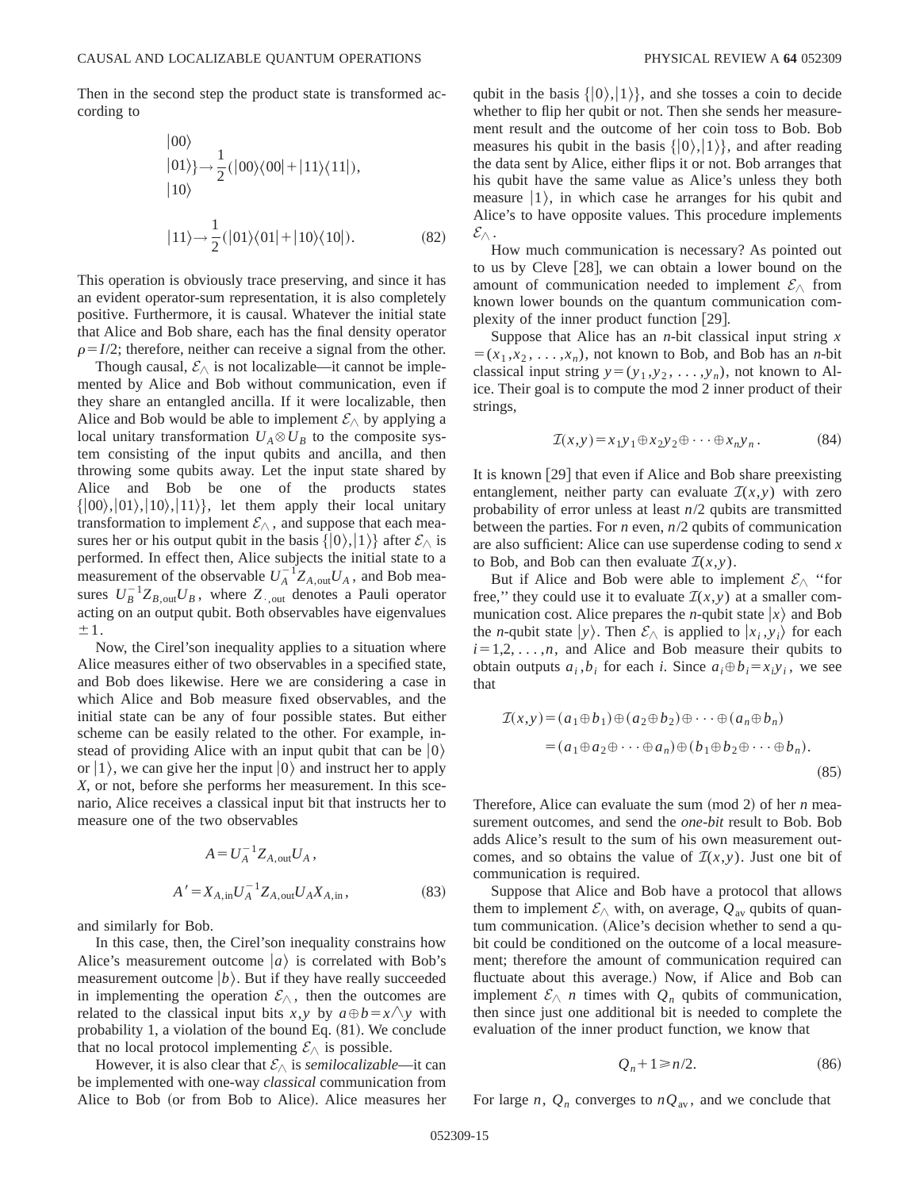Then in the second step the product state is transformed according to

$$
\left.\begin{array}{l}|00\rangle\\|01\rangle\\|10\rangle\end{array}\right\}\rightarrow\frac{1}{2}(|00\rangle\langle 00|+|11\rangle\langle 11|),
$$

$$
|11\rangle\rightarrow\frac{1}{2}(|01\rangle\langle 01|+|10\rangle\langle 10|). \tag{82}
$$

This operation is obviously trace preserving, and since it has an evident operator-sum representation, it is also completely positive. Furthermore, it is causal. Whatever the initial state that Alice and Bob share, each has the final density operator $\rho=I/2$; therefore, neither can receive a signal from the other.

Though causal, $\mathcal{E}_\wedge$ is not localizable—it cannot be implemented by Alice and Bob without communication, even if they share an entangled ancilla. If it were localizable, then Alice and Bob would be able to implement $\mathcal{E}_\wedge$ by applying a local unitary transformation $U_A\otimes U_B$ to the composite system consisting of the input qubits and ancilla, and then throwing some qubits away. Let the input state shared by Alice and Bob be one of the products states $\{|00\rangle,|01\rangle,|10\rangle,|11\rangle\}$, let them apply their local unitary transformation to implement $\mathcal{E}_\wedge$, and suppose that each measures her or his output qubit in the basis $\{|0\rangle,|1\rangle\}$ after $\mathcal{E}_\wedge$ is performed. In effect then, Alice subjects the initial state to a measurement of the observable $U_A^{-1}Z_{A,\mathrm{out}}U_A$, and Bob measures $U_B^{-1}Z_{B,\mathrm{out}}U_B$, where $Z_{\cdot,\mathrm{out}}$ denotes a Pauli operator acting on an output qubit. Both observables have eigenvalues $\pm 1$.

Now, the Cirel'son inequality applies to a situation where Alice measures either of two observables in a specified state, and Bob does likewise. Here we are considering a case in which Alice and Bob measure fixed observables, and the initial state can be any of four possible states. But either scheme can be easily related to the other. For example, instead of providing Alice with an input qubit that can be $|0\rangle$ or $|1\rangle$, we can give her the input $|0\rangle$ and instruct her to apply $X$, or not, before she performs her measurement. In this scenario, Alice receives a classical input bit that instructs her to measure one of the two observables

$$
A=U_A^{-1}Z_{A,\mathrm{out}}U_A,
$$

$$
A'=X_{A,\mathrm{in}}U_A^{-1}Z_{A,\mathrm{out}}U_AX_{A,\mathrm{in}}, \tag{83}
$$

and similarly for Bob.

In this case, then, the Cirel'son inequality constrains how Alice's measurement outcome $|a\rangle$ is correlated with Bob's measurement outcome $|b\rangle$. But if they have really succeeded in implementing the operation $\mathcal{E}_\wedge$, then the outcomes are related to the classical input bits $x,y$ by $a\oplus b=x\wedge y$ with probability 1, a violation of the bound Eq. (81). We conclude that no local protocol implementing $\mathcal{E}_\wedge$ is possible.

However, it is also clear that $\mathcal{E}_\wedge$ is *semilocalizable*—it can be implemented with one-way *classical* communication from Alice to Bob (or from Bob to Alice). Alice measures her qubit in the basis $\{|0\rangle,|1\rangle\}$, and she tosses a coin to decide whether to flip her qubit or not. Then she sends her measurement result and the outcome of her coin toss to Bob. Bob measures his qubit in the basis $\{|0\rangle,|1\rangle\}$, and after reading the data sent by Alice, either flips it or not. Bob arranges that his qubit have the same value as Alice's unless they both measure $|1\rangle$, in which case he arranges for his qubit and Alice's to have opposite values. This procedure implements $\mathcal{E}_\wedge$.

How much communication is necessary? As pointed out to us by Cleve [28], we can obtain a lower bound on the amount of communication needed to implement $\mathcal{E}_\wedge$ from known lower bounds on the quantum communication complexity of the inner product function [29].

Suppose that Alice has an $n$-bit classical input string $x=(x_1,x_2,\ldots,x_n)$, not known to Bob, and Bob has an $n$-bit classical input string $y=(y_1,y_2,\ldots,y_n)$, not known to Alice. Their goal is to compute the mod 2 inner product of their strings,

$$
\mathcal{I}(x,y)=x_1y_1\oplus x_2y_2\oplus\cdots\oplus x_ny_n. \tag{84}
$$

It is known [29] that even if Alice and Bob share preexisting entanglement, neither party can evaluate $\mathcal{I}(x,y)$ with zero probability of error unless at least $n/2$ qubits are transmitted between the parties. For $n$ even, $n/2$ qubits of communication are also sufficient: Alice can use superdense coding to send $x$ to Bob, and Bob can then evaluate $\mathcal{I}(x,y)$.

But if Alice and Bob were able to implement $\mathcal{E}_\wedge$ "for free," they could use it to evaluate $\mathcal{I}(x,y)$ at a smaller communication cost. Alice prepares the $n$-qubit state $|x\rangle$ and Bob the $n$-qubit state $|y\rangle$. Then $\mathcal{E}_\wedge$ is applied to $|x_i,y_i\rangle$ for each $i=1,2,\ldots,n$, and Alice and Bob measure their qubits to obtain outputs $a_i,b_i$ for each $i$. Since $a_i\oplus b_i=x_iy_i$, we see that

$$
\begin{aligned}
\mathcal{I}(x,y)&=(a_1\oplus b_1)\oplus(a_2\oplus b_2)\oplus\cdots\oplus(a_n\oplus b_n)\\
&=(a_1\oplus a_2\oplus\cdots\oplus a_n)\oplus(b_1\oplus b_2\oplus\cdots\oplus b_n).
\end{aligned} \tag{85}
$$

Therefore, Alice can evaluate the sum (mod 2) of her $n$ measurement outcomes, and send the *one-bit* result to Bob. Bob adds Alice's result to the sum of his own measurement outcomes, and so obtains the value of $\mathcal{I}(x,y)$. Just one bit of communication is required.

Suppose that Alice and Bob have a protocol that allows them to implement $\mathcal{E}_\wedge$ with, on average, $Q_{\mathrm{av}}$ qubits of quantum communication. (Alice's decision whether to send a qubit could be conditioned on the outcome of a local measurement; therefore the amount of communication required can fluctuate about this average.) Now, if Alice and Bob can implement $\mathcal{E}_\wedge$ $n$ times with $Q_n$ qubits of communication, then since just one additional bit is needed to complete the evaluation of the inner product function, we know that

$$
Q_n+1\geqslant n/2. \tag{86}
$$

For large $n$, $Q_n$ converges to $nQ_{\mathrm{av}}$, and we conclude that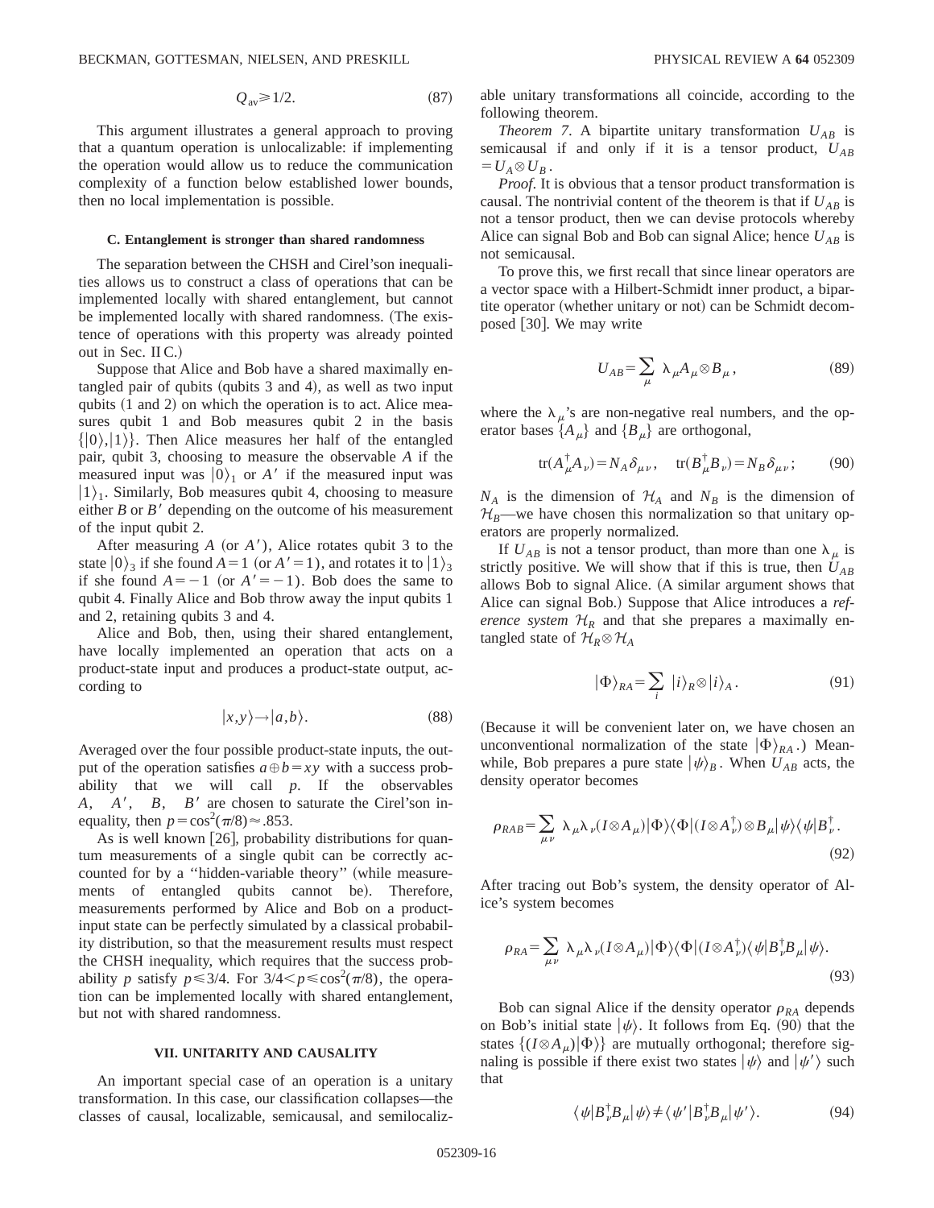$$Q_{\mathrm{av}} \geqslant 1/2. \tag{87}$$

This argument illustrates a general approach to proving that a quantum operation is unlocalizable: if implementing the operation would allow us to reduce the communication complexity of a function below established lower bounds, then no local implementation is possible.

### C. Entanglement is stronger than shared randomness

The separation between the CHSH and Cirel'son inequalities allows us to construct a class of operations that can be implemented locally with shared entanglement, but cannot be implemented locally with shared randomness. (The existence of operations with this property was already pointed out in Sec. II C.)

Suppose that Alice and Bob have a shared maximally entangled pair of qubits (qubits 3 and 4), as well as two input qubits (1 and 2) on which the operation is to act. Alice measures qubit 1 and Bob measures qubit 2 in the basis $\{|0\rangle,|1\rangle\}$. Then Alice measures her half of the entangled pair, qubit 3, choosing to measure the observable $A$ if the measured input was $|0\rangle_1$ or $A'$ if the measured input was $|1\rangle_1$. Similarly, Bob measures qubit 4, choosing to measure either $B$ or $B'$ depending on the outcome of his measurement of the input qubit 2.

After measuring $A$ (or $A'$), Alice rotates qubit 3 to the state $|0\rangle_3$ if she found $A=1$ (or $A'=1$), and rotates it to $|1\rangle_3$ if she found $A=-1$ (or $A'=-1$). Bob does the same to qubit 4. Finally Alice and Bob throw away the input qubits 1 and 2, retaining qubits 3 and 4.

Alice and Bob, then, using their shared entanglement, have locally implemented an operation that acts on a product-state input and produces a product-state output, according to

$$|x,y\rangle \rightarrow |a,b\rangle. \tag{88}$$

Averaged over the four possible product-state inputs, the output of the operation satisfies $a \oplus b = xy$ with a success probability that we will call $p$. If the observables $A$, $A'$, $B$, $B'$ are chosen to saturate the Cirel'son inequality, then $p=\cos^2(\pi/8)\approx .853$.

As is well known [26], probability distributions for quantum measurements of a single qubit can be correctly accounted for by a "hidden-variable theory" (while measurements of entangled qubits cannot be). Therefore, measurements performed by Alice and Bob on a product-input state can be perfectly simulated by a classical probability distribution, so that the measurement results must respect the CHSH inequality, which requires that the success probability $p$ satisfy $p \leqslant 3/4$. For $3/4 < p \leqslant \cos^2(\pi/8)$, the operation can be implemented locally with shared entanglement, but not with shared randomness.

## VII. UNITARITY AND CAUSALITY

An important special case of an operation is a unitary transformation. In this case, our classification collapses—the classes of causal, localizable, semicausal, and semilocalizable unitary transformations all coincide, according to the following theorem.

*Theorem 7*. A bipartite unitary transformation $U_{AB}$ is semicausal if and only if it is a tensor product, $U_{AB} = U_A \otimes U_B$.

*Proof*. It is obvious that a tensor product transformation is causal. The nontrivial content of the theorem is that if $U_{AB}$ is not a tensor product, then we can devise protocols whereby Alice can signal Bob and Bob can signal Alice; hence $U_{AB}$ is not semicausal.

To prove this, we first recall that since linear operators are a vector space with a Hilbert-Schmidt inner product, a bipartite operator (whether unitary or not) can be Schmidt decomposed [30]. We may write

$$U_{AB} = \sum_\mu \lambda_\mu A_\mu \otimes B_\mu, \tag{89}$$

where the $\lambda_\mu$'s are non-negative real numbers, and the operator bases $\{A_\mu\}$ and $\{B_\mu\}$ are orthogonal,

$$\mathrm{tr}(A_\mu^\dagger A_\nu) = N_A \delta_{\mu\nu}, \quad \mathrm{tr}(B_\mu^\dagger B_\nu) = N_B \delta_{\mu\nu}; \tag{90}$$

$N_A$ is the dimension of $\mathcal{H}_A$ and $N_B$ is the dimension of $\mathcal{H}_B$—we have chosen this normalization so that unitary operators are properly normalized.

If $U_{AB}$ is not a tensor product, than more than one $\lambda_\mu$ is strictly positive. We will show that if this is true, then $U_{AB}$ allows Bob to signal Alice. (A similar argument shows that Alice can signal Bob.) Suppose that Alice introduces a *reference system* $\mathcal{H}_R$ and that she prepares a maximally entangled state of $\mathcal{H}_R \otimes \mathcal{H}_A$

$$|\Phi\rangle_{RA} = \sum_i |i\rangle_R \otimes |i\rangle_A. \tag{91}$$

(Because it will be convenient later on, we have chosen an unconventional normalization of the state $|\Phi\rangle_{RA}$.) Meanwhile, Bob prepares a pure state $|\psi\rangle_B$. When $U_{AB}$ acts, the density operator becomes

$$\rho_{RAB} = \sum_{\mu\nu} \lambda_\mu \lambda_\nu (I \otimes A_\mu)|\Phi\rangle\langle\Phi|(I \otimes A_\nu^\dagger) \otimes B_\mu |\psi\rangle\langle\psi| B_\nu^\dagger. \tag{92}$$

After tracing out Bob's system, the density operator of Alice's system becomes

$$\rho_{RA} = \sum_{\mu\nu} \lambda_\mu \lambda_\nu (I \otimes A_\mu)|\Phi\rangle\langle\Phi|(I \otimes A_\nu^\dagger)\langle\psi|B_\nu^\dagger B_\mu|\psi\rangle. \tag{93}$$

Bob can signal Alice if the density operator $\rho_{RA}$ depends on Bob's initial state $|\psi\rangle$. It follows from Eq. (90) that the states $\{(I \otimes A_\mu)|\Phi\rangle\}$ are mutually orthogonal; therefore signaling is possible if there exist two states $|\psi\rangle$ and $|\psi'\rangle$ such that

$$\langle\psi|B_\nu^\dagger B_\mu|\psi\rangle \neq \langle\psi'|B_\nu^\dagger B_\mu|\psi'\rangle. \tag{94}$$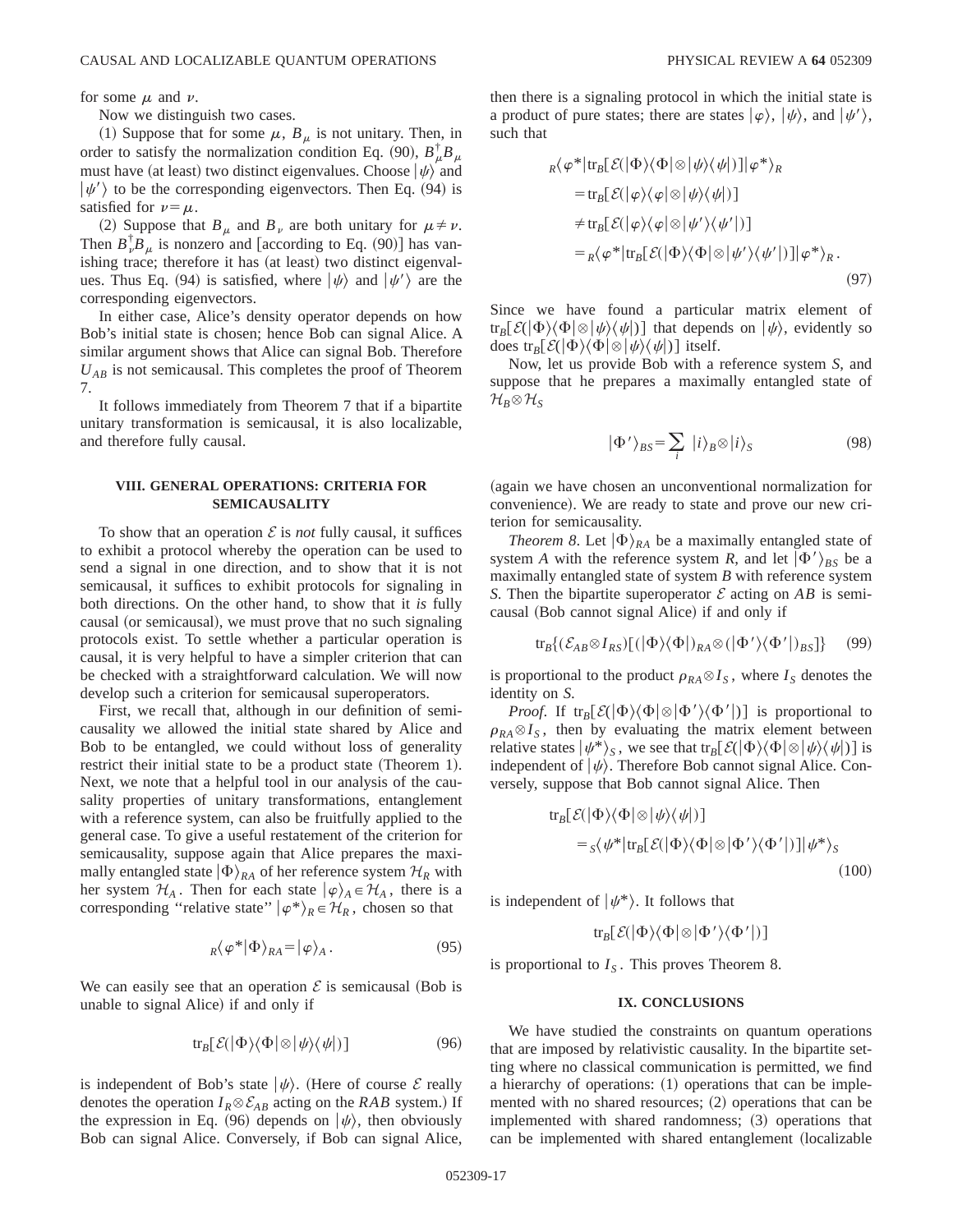for some $\mu$ and $\nu$.

Now we distinguish two cases.

(1) Suppose that for some $\mu$, $B_\mu$ is not unitary. Then, in order to satisfy the normalization condition Eq. (90), $B_\mu^\dagger B_\mu$ must have (at least) two distinct eigenvalues. Choose $|\psi\rangle$ and $|\psi'\rangle$ to be the corresponding eigenvectors. Then Eq. (94) is satisfied for $\nu=\mu$.

(2) Suppose that $B_\mu$ and $B_\nu$ are both unitary for $\mu\neq\nu$. Then $B_\nu^\dagger B_\mu$ is nonzero and [according to Eq. (90)] has vanishing trace; therefore it has (at least) two distinct eigenvalues. Thus Eq. (94) is satisfied, where $|\psi\rangle$ and $|\psi'\rangle$ are the corresponding eigenvectors.

In either case, Alice's density operator depends on how Bob's initial state is chosen; hence Bob can signal Alice. A similar argument shows that Alice can signal Bob. Therefore $U_{AB}$ is not semicausal. This completes the proof of Theorem 7.

It follows immediately from Theorem 7 that if a bipartite unitary transformation is semicausal, it is also localizable, and therefore fully causal.

## VIII. GENERAL OPERATIONS: CRITERIA FOR SEMICAUSALITY

To show that an operation $\mathcal{E}$ is *not* fully causal, it suffices to exhibit a protocol whereby the operation can be used to send a signal in one direction, and to show that it is not semicausal, it suffices to exhibit protocols for signaling in both directions. On the other hand, to show that it *is* fully causal (or semicausal), we must prove that no such signaling protocols exist. To settle whether a particular operation is causal, it is very helpful to have a simpler criterion that can be checked with a straightforward calculation. We will now develop such a criterion for semicausal superoperators.

First, we recall that, although in our definition of semicausality we allowed the initial state shared by Alice and Bob to be entangled, we could without loss of generality restrict their initial state to be a product state (Theorem 1). Next, we note that a helpful tool in our analysis of the causality properties of unitary transformations, entanglement with a reference system, can also be fruitfully applied to the general case. To give a useful restatement of the criterion for semicausality, suppose again that Alice prepares the maximally entangled state $|\Phi\rangle_{RA}$ of her reference system $\mathcal{H}_R$ with her system $\mathcal{H}_A$. Then for each state $|\varphi\rangle_A\in\mathcal{H}_A$, there is a corresponding "relative state" $|\varphi^*\rangle_R\in\mathcal{H}_R$, chosen so that

$$ {}_R\langle\varphi^*|\Phi\rangle_{RA}=|\varphi\rangle_A. \tag{95}$$

We can easily see that an operation $\mathcal{E}$ is semicausal (Bob is unable to signal Alice) if and only if

$$ \mathrm{tr}_B[\mathcal{E}(|\Phi\rangle\langle\Phi|\otimes|\psi\rangle\langle\psi|)] \tag{96}$$

is independent of Bob's state $|\psi\rangle$. (Here of course $\mathcal{E}$ really denotes the operation $I_R\otimes\mathcal{E}_{AB}$ acting on the *RAB* system.) If the expression in Eq. (96) depends on $|\psi\rangle$, then obviously Bob can signal Alice. Conversely, if Bob can signal Alice, then there is a signaling protocol in which the initial state is a product of pure states; there are states $|\varphi\rangle$, $|\psi\rangle$, and $|\psi'\rangle$, such that

$$\begin{aligned}
&{}_R\langle\varphi^*|\mathrm{tr}_B[\mathcal{E}(|\Phi\rangle\langle\Phi|\otimes|\psi\rangle\langle\psi|)]|\varphi^*\rangle_R\\
&=\mathrm{tr}_B[\mathcal{E}(|\varphi\rangle\langle\varphi|\otimes|\psi\rangle\langle\psi|)]\\
&\neq\mathrm{tr}_B[\mathcal{E}(|\varphi\rangle\langle\varphi|\otimes|\psi'\rangle\langle\psi'|)]\\
&={}_R\langle\varphi^*|\mathrm{tr}_B[\mathcal{E}(|\Phi\rangle\langle\Phi|\otimes|\psi'\rangle\langle\psi'|)]|\varphi^*\rangle_R.
\end{aligned} \tag{97}$$

Since we have found a particular matrix element of $\mathrm{tr}_B[\mathcal{E}(|\Phi\rangle\langle\Phi|\otimes|\psi\rangle\langle\psi|)]$ that depends on $|\psi\rangle$, evidently so does $\mathrm{tr}_B[\mathcal{E}(|\Phi\rangle\langle\Phi|\otimes|\psi\rangle\langle\psi|)]$ itself.

Now, let us provide Bob with a reference system $S$, and suppose that he prepares a maximally entangled state of $\mathcal{H}_B\otimes\mathcal{H}_S$

$$|\Phi'\rangle_{BS}=\sum_i |i\rangle_B\otimes|i\rangle_S \tag{98}$$

(again we have chosen an unconventional normalization for convenience). We are ready to state and prove our new criterion for semicausality.

*Theorem 8*. Let $|\Phi\rangle_{RA}$ be a maximally entangled state of system $A$ with the reference system $R$, and let $|\Phi'\rangle_{BS}$ be a maximally entangled state of system $B$ with reference system $S$. Then the bipartite superoperator $\mathcal{E}$ acting on $AB$ is semicausal (Bob cannot signal Alice) if and only if

$$\mathrm{tr}_B\{(\mathcal{E}_{AB}\otimes I_{RS})[(|\Phi\rangle\langle\Phi|)_{RA}\otimes(|\Phi'\rangle\langle\Phi'|)_{BS}]\} \tag{99}$$

is proportional to the product $\rho_{RA}\otimes I_S$, where $I_S$ denotes the identity on $S$.

*Proof.* If $\mathrm{tr}_B[\mathcal{E}(|\Phi\rangle\langle\Phi|\otimes|\Phi'\rangle\langle\Phi'|)]$ is proportional to $\rho_{RA}\otimes I_S$, then by evaluating the matrix element between relative states $|\psi^*\rangle_S$, we see that $\mathrm{tr}_B[\mathcal{E}(|\Phi\rangle\langle\Phi|\otimes|\psi\rangle\langle\psi|)]$ is independent of $|\psi\rangle$. Therefore Bob cannot signal Alice. Conversely, suppose that Bob cannot signal Alice. Then

$$\begin{aligned}
&\mathrm{tr}_B[\mathcal{E}(|\Phi\rangle\langle\Phi|\otimes|\psi\rangle\langle\psi|)]\\
&={}_S\langle\psi^*|\mathrm{tr}_B[\mathcal{E}(|\Phi\rangle\langle\Phi|\otimes|\Phi'\rangle\langle\Phi'|)]|\psi^*\rangle_S
\end{aligned} \tag{100}$$

is independent of $|\psi^*\rangle$. It follows that

$$\mathrm{tr}_B[\mathcal{E}(|\Phi\rangle\langle\Phi|\otimes|\Phi'\rangle\langle\Phi'|)]$$

is proportional to $I_S$. This proves Theorem 8.

## IX. CONCLUSIONS

We have studied the constraints on quantum operations that are imposed by relativistic causality. In the bipartite setting where no classical communication is permitted, we find a hierarchy of operations: (1) operations that can be implemented with no shared resources; (2) operations that can be implemented with shared randomness; (3) operations that can be implemented with shared entanglement (localizable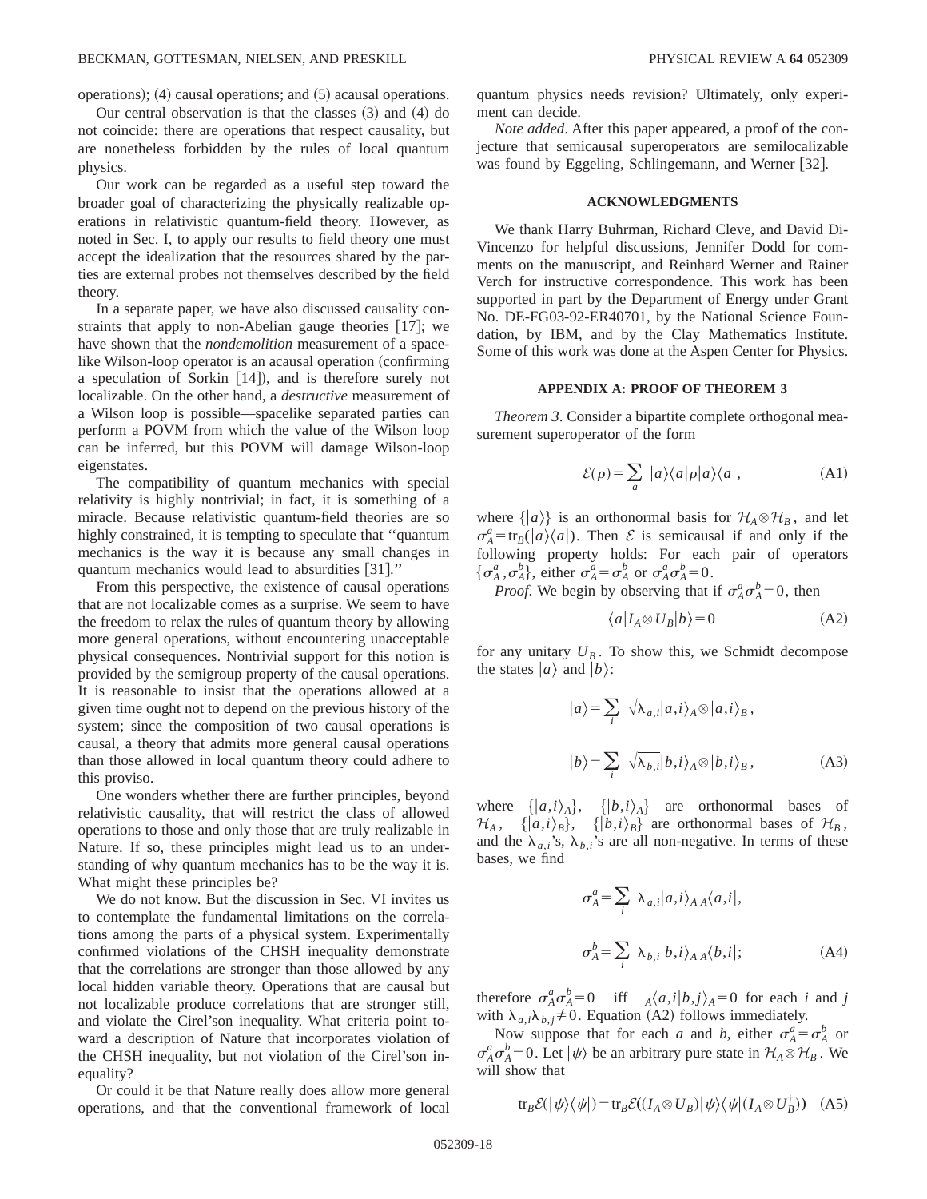operations); (4) causal operations; and (5) acausal operations.

Our central observation is that the classes (3) and (4) do not coincide: there are operations that respect causality, but are nonetheless forbidden by the rules of local quantum physics.

Our work can be regarded as a useful step toward the broader goal of characterizing the physically realizable operations in relativistic quantum-field theory. However, as noted in Sec. I, to apply our results to field theory one must accept the idealization that the resources shared by the parties are external probes not themselves described by the field theory.

In a separate paper, we have also discussed causality constraints that apply to non-Abelian gauge theories [17]; we have shown that the *nondemolition* measurement of a spacelike Wilson-loop operator is an acausal operation (confirming a speculation of Sorkin [14]), and is therefore surely not localizable. On the other hand, a *destructive* measurement of a Wilson loop is possible—spacelike separated parties can perform a POVM from which the value of the Wilson loop can be inferred, but this POVM will damage Wilson-loop eigenstates.

The compatibility of quantum mechanics with special relativity is highly nontrivial; in fact, it is something of a miracle. Because relativistic quantum-field theories are so highly constrained, it is tempting to speculate that "quantum mechanics is the way it is because any small changes in quantum mechanics would lead to absurdities [31]."

From this perspective, the existence of causal operations that are not localizable comes as a surprise. We seem to have the freedom to relax the rules of quantum theory by allowing more general operations, without encountering unacceptable physical consequences. Nontrivial support for this notion is provided by the semigroup property of the causal operations. It is reasonable to insist that the operations allowed at a given time ought not to depend on the previous history of the system; since the composition of two causal operations is causal, a theory that admits more general causal operations than those allowed in local quantum theory could adhere to this proviso.

One wonders whether there are further principles, beyond relativistic causality, that will restrict the class of allowed operations to those and only those that are truly realizable in Nature. If so, these principles might lead us to an understanding of why quantum mechanics has to be the way it is. What might these principles be?

We do not know. But the discussion in Sec. VI invites us to contemplate the fundamental limitations on the correlations among the parts of a physical system. Experimentally confirmed violations of the CHSH inequality demonstrate that the correlations are stronger than those allowed by any local hidden variable theory. Operations that are causal but not localizable produce correlations that are stronger still, and violate the Cirel'son inequality. What criteria point toward a description of Nature that incorporates violation of the CHSH inequality, but not violation of the Cirel'son inequality?

Or could it be that Nature really does allow more general operations, and that the conventional framework of local quantum physics needs revision? Ultimately, only experiment can decide.

*Note added*. After this paper appeared, a proof of the conjecture that semicausal superoperators are semilocalizable was found by Eggeling, Schlingemann, and Werner [32].

## ACKNOWLEDGMENTS

We thank Harry Buhrman, Richard Cleve, and David DiVincenzo for helpful discussions, Jennifer Dodd for comments on the manuscript, and Reinhard Werner and Rainer Verch for instructive correspondence. This work has been supported in part by the Department of Energy under Grant No. DE-FG03-92-ER40701, by the National Science Foundation, by IBM, and by the Clay Mathematics Institute. Some of this work was done at the Aspen Center for Physics.

## APPENDIX A: PROOF OF THEOREM 3

*Theorem 3*. Consider a bipartite complete orthogonal measurement superoperator of the form

$$\mathcal{E}(\rho)=\sum_a |a\rangle\langle a|\rho|a\rangle\langle a|, \tag{A1}$$

where $\{|a\rangle\}$ is an orthonormal basis for $\mathcal{H}_A\otimes\mathcal{H}_B$, and let $\sigma_A^a=\mathrm{tr}_B(|a\rangle\langle a|)$. Then $\mathcal{E}$ is semicausal if and only if the following property holds: For each pair of operators $\{\sigma_A^a,\sigma_A^b\}$, either $\sigma_A^a=\sigma_A^b$ or $\sigma_A^a\sigma_A^b=0$.

*Proof*. We begin by observing that if $\sigma_A^a\sigma_A^b=0$, then

$$\langle a|I_A\otimes U_B|b\rangle=0 \tag{A2}$$

for any unitary $U_B$. To show this, we Schmidt decompose the states $|a\rangle$ and $|b\rangle$:

$$|a\rangle=\sum_i \sqrt{\lambda_{a,i}}|a,i\rangle_A\otimes|a,i\rangle_B,$$

$$|b\rangle=\sum_i \sqrt{\lambda_{b,i}}|b,i\rangle_A\otimes|b,i\rangle_B, \tag{A3}$$

where $\{|a,i\rangle_A\}$, $\{|b,i\rangle_A\}$ are orthonormal bases of $\mathcal{H}_A$, $\{|a,i\rangle_B\}$, $\{|b,i\rangle_B\}$ are orthonormal bases of $\mathcal{H}_B$, and the $\lambda_{a,i}$'s, $\lambda_{b,i}$'s are all non-negative. In terms of these bases, we find

$$\sigma_A^a=\sum_i \lambda_{a,i}|a,i\rangle_{A\,A}\langle a,i|,$$

$$\sigma_A^b=\sum_i \lambda_{b,i}|b,i\rangle_{A\,A}\langle b,i|; \tag{A4}$$

therefore $\sigma_A^a\sigma_A^b=0$ iff ${}_A\langle a,i|b,j\rangle_A=0$ for each $i$ and $j$ with $\lambda_{a,i}\lambda_{b,j}\neq 0$. Equation (A2) follows immediately.

Now suppose that for each $a$ and $b$, either $\sigma_A^a=\sigma_A^b$ or $\sigma_A^a\sigma_A^b=0$. Let $|\psi\rangle$ be an arbitrary pure state in $\mathcal{H}_A\otimes\mathcal{H}_B$. We will show that

$$\mathrm{tr}_B\mathcal{E}(|\psi\rangle\langle\psi|)=\mathrm{tr}_B\mathcal{E}((I_A\otimes U_B)|\psi\rangle\langle\psi|(I_A\otimes U_B^\dagger)) \tag{A5}$$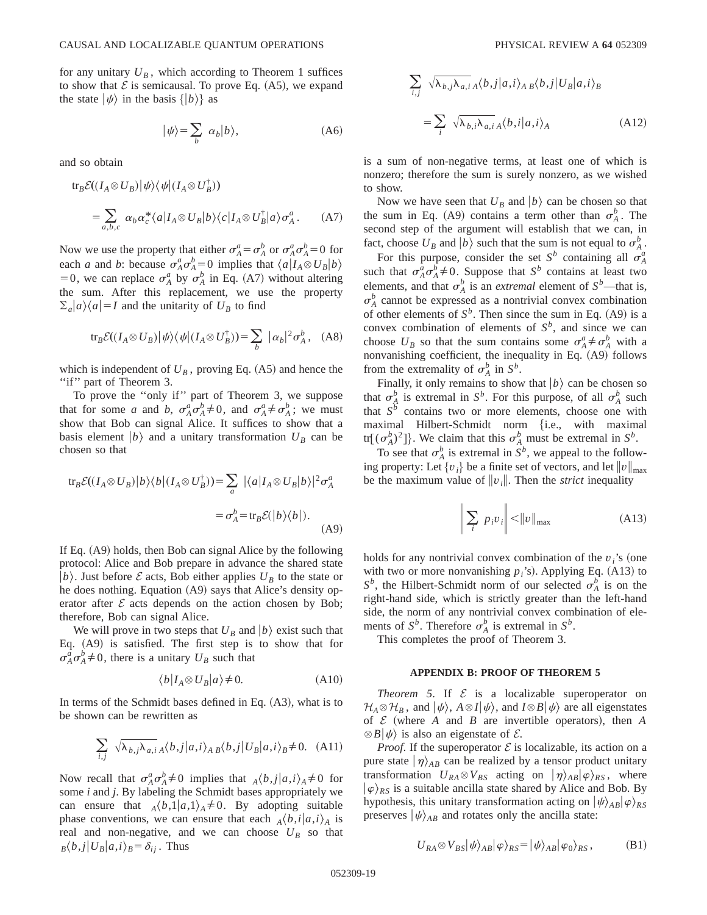for any unitary $U_B$, which according to Theorem 1 suffices to show that $\mathcal{E}$ is semicausal. To prove Eq. (A5), we expand the state $|\psi\rangle$ in the basis $\{|b\rangle\}$ as

$$|\psi\rangle = \sum_b \alpha_b |b\rangle, \tag{A6}$$

and so obtain

$$\begin{aligned}
&\mathrm{tr}_B \mathcal{E}((I_A\otimes U_B)|\psi\rangle\langle\psi|(I_A\otimes U_B^\dagger)) \\
&= \sum_{a,b,c} \alpha_b \alpha_c^* \langle a|I_A\otimes U_B|b\rangle\langle c|I_A\otimes U_B^\dagger|a\rangle \sigma_A^a.
\end{aligned} \tag{A7}$$

Now we use the property that either $\sigma_A^a = \sigma_A^b$ or $\sigma_A^a\sigma_A^b = 0$ for each $a$ and $b$: because $\sigma_A^a\sigma_A^b=0$ implies that $\langle a|I_A\otimes U_B|b\rangle = 0$, we can replace $\sigma_A^a$ by $\sigma_A^b$ in Eq. (A7) without altering the sum. After this replacement, we use the property $\Sigma_a |a\rangle\langle a| = I$ and the unitarity of $U_B$ to find

$$\mathrm{tr}_B\mathcal{E}((I_A\otimes U_B)|\psi\rangle\langle\psi|(I_A\otimes U_B^\dagger)) = \sum_b |\alpha_b|^2 \sigma_A^b, \tag{A8}$$

which is independent of $U_B$, proving Eq. (A5) and hence the "if" part of Theorem 3.

To prove the "only if" part of Theorem 3, we suppose that for some $a$ and $b$, $\sigma_A^a\sigma_A^b \neq 0$, and $\sigma_A^a \neq \sigma_A^b$; we must show that Bob can signal Alice. It suffices to show that a basis element $|b\rangle$ and a unitary transformation $U_B$ can be chosen so that

$$\begin{aligned}
\mathrm{tr}_B\mathcal{E}((I_A\otimes U_B)|b\rangle\langle b|(I_A\otimes U_B^\dagger)) &= \sum_a |\langle a|I_A\otimes U_B|b\rangle|^2\sigma_A^a \\
&\neq \sigma_A^b = \mathrm{tr}_B\mathcal{E}(|b\rangle\langle b|).
\end{aligned} \tag{A9}$$

If Eq. (A9) holds, then Bob can signal Alice by the following protocol: Alice and Bob prepare in advance the shared state $|b\rangle$. Just before $\mathcal{E}$ acts, Bob either applies $U_B$ to the state or he does nothing. Equation (A9) says that Alice's density operator after $\mathcal{E}$ acts depends on the action chosen by Bob; therefore, Bob can signal Alice.

We will prove in two steps that $U_B$ and $|b\rangle$ exist such that Eq. (A9) is satisfied. The first step is to show that for $\sigma_A^a\sigma_A^b\neq 0$, there is a unitary $U_B$ such that

$$\langle b|I_A\otimes U_B|a\rangle \neq 0. \tag{A10}$$

In terms of the Schmidt bases defined in Eq. (A3), what is to be shown can be rewritten as

$$\sum_{i,j} \sqrt{\lambda_{b,j}\lambda_{a,i}}\,{}_A\langle b,j|a,i\rangle_A\,{}_B\langle b,j|U_B|a,i\rangle_B \neq 0. \tag{A11}$$

Now recall that $\sigma_A^a\sigma_A^b\neq 0$ implies that ${}_A\langle b,j|a,i\rangle_A\neq 0$ for some $i$ and $j$. By labeling the Schmidt bases appropriately we can ensure that ${}_A\langle b,1|a,1\rangle_A\neq 0$. By adopting suitable phase conventions, we can ensure that each ${}_A\langle b,i|a,i\rangle_A$ is real and non-negative, and we can choose $U_B$ so that ${}_B\langle b,j|U_B|a,i\rangle_B = \delta_{ij}$. Thus

$$\begin{aligned}
&\sum_{i,j} \sqrt{\lambda_{b,j}\lambda_{a,i}}\,{}_A\langle b,j|a,i\rangle_A\,{}_B\langle b,j|U_B|a,i\rangle_B \\
&= \sum_i \sqrt{\lambda_{b,i}\lambda_{a,i}}\,{}_A\langle b,i|a,i\rangle_A
\end{aligned} \tag{A12}$$

is a sum of non-negative terms, at least one of which is nonzero; therefore the sum is surely nonzero, as we wished to show.

Now we have seen that $U_B$ and $|b\rangle$ can be chosen so that the sum in Eq. (A9) contains a term other than $\sigma_A^b$. The second step of the argument will establish that we can, in fact, choose $U_B$ and $|b\rangle$ such that the sum is not equal to $\sigma_A^b$.

For this purpose, consider the set $S^b$ containing all $\sigma_A^a$ such that $\sigma_A^a\sigma_A^b\neq 0$. Suppose that $S^b$ contains at least two elements, and that $\sigma_A^b$ is an *extremal* element of $S^b$—that is, $\sigma_A^b$ cannot be expressed as a nontrivial convex combination of other elements of $S^b$. Then since the sum in Eq. (A9) is a convex combination of elements of $S^b$, and since we can choose $U_B$ so that the sum contains some $\sigma_A^a\neq\sigma_A^b$ with a nonvanishing coefficient, the inequality in Eq. (A9) follows from the extremality of $\sigma_A^b$ in $S^b$.

Finally, it only remains to show that $|b\rangle$ can be chosen so that $\sigma_A^b$ is extremal in $S^b$. For this purpose, of all $\sigma_A^b$ such that $S^b$ contains two or more elements, choose one with maximal Hilbert-Schmidt norm {i.e., with maximal $\mathrm{tr}[(\sigma_A^b)^2]$}. We claim that this $\sigma_A^b$ must be extremal in $S^b$.

To see that $\sigma_A^b$ is extremal in $S^b$, we appeal to the following property: Let $\{v_i\}$ be a finite set of vectors, and let $\|v\|_{\max}$ be the maximum value of $\|v_i\|$. Then the *strict* inequality

$$\left\|\sum_i p_i v_i\right\| < \|v\|_{\max} \tag{A13}$$

holds for any nontrivial convex combination of the $v_i$'s (one with two or more nonvanishing $p_i$'s). Applying Eq. (A13) to $S^b$, the Hilbert-Schmidt norm of our selected $\sigma_A^b$ is on the right-hand side, which is strictly greater than the left-hand side, the norm of any nontrivial convex combination of elements of $S^b$. Therefore $\sigma_A^b$ is extremal in $S^b$.

This completes the proof of Theorem 3.

## APPENDIX B: PROOF OF THEOREM 5

*Theorem 5*. If $\mathcal{E}$ is a localizable superoperator on $\mathcal{H}_A\otimes\mathcal{H}_B$, and $|\psi\rangle$, $A\otimes I|\psi\rangle$, and $I\otimes B|\psi\rangle$ are all eigenstates of $\mathcal{E}$ (where $A$ and $B$ are invertible operators), then $A\otimes B|\psi\rangle$ is also an eigenstate of $\mathcal{E}$.

*Proof*. If the superoperator $\mathcal{E}$ is localizable, its action on a pure state $|\eta\rangle_{AB}$ can be realized by a tensor product unitary transformation $U_{RA}\otimes V_{BS}$ acting on $|\eta\rangle_{AB}|\varphi\rangle_{RS}$, where $|\varphi\rangle_{RS}$ is a suitable ancilla state shared by Alice and Bob. By hypothesis, this unitary transformation acting on $|\psi\rangle_{AB}|\varphi\rangle_{RS}$ preserves $|\psi\rangle_{AB}$ and rotates only the ancilla state:

$$U_{RA}\otimes V_{BS}|\psi\rangle_{AB}|\varphi\rangle_{RS} = |\psi\rangle_{AB}|\varphi_0\rangle_{RS}, \tag{B1}$$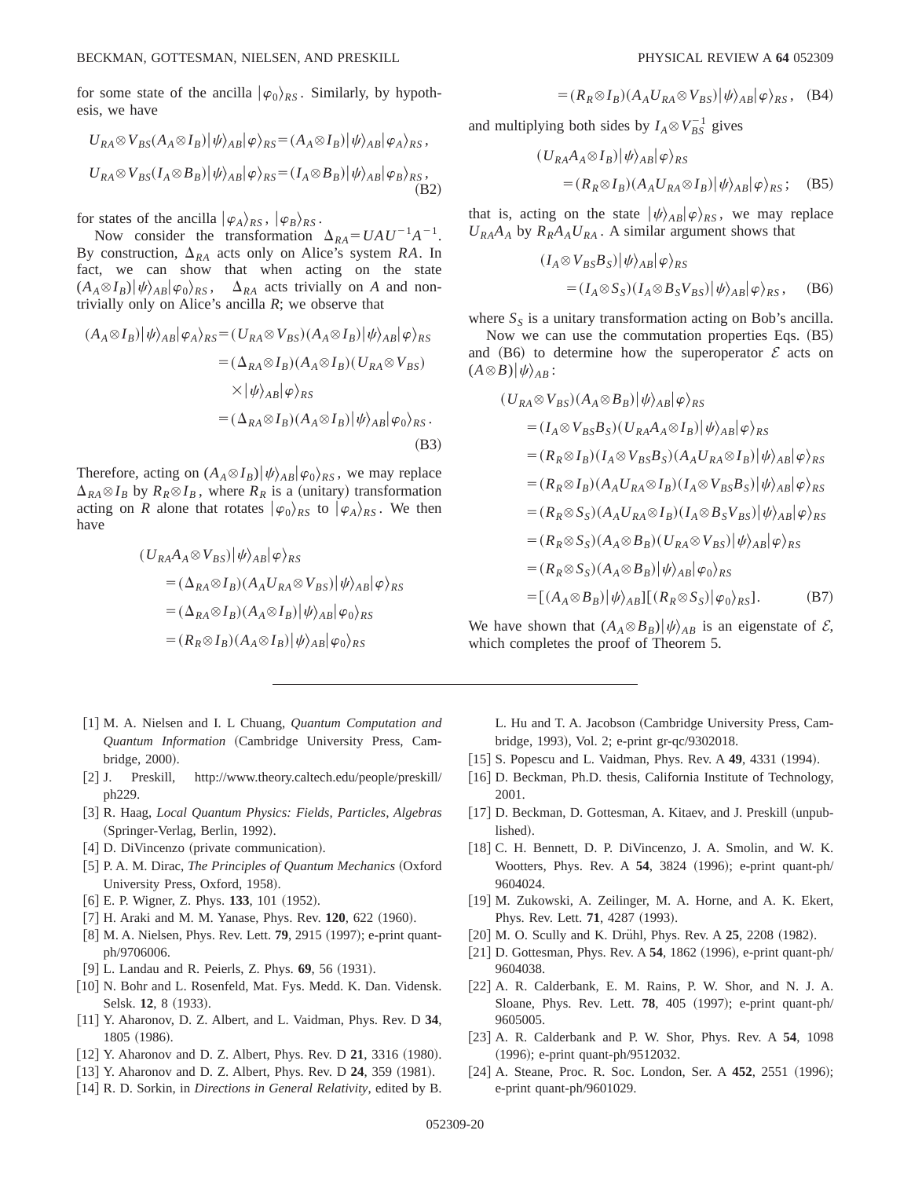for some state of the ancilla $|\varphi_0\rangle_{RS}$. Similarly, by hypothesis, we have

$$U_{RA}\otimes V_{BS}(A_A\otimes I_B)|\psi\rangle_{AB}|\varphi\rangle_{RS}=(A_A\otimes I_B)|\psi\rangle_{AB}|\varphi_A\rangle_{RS},$$

$$U_{RA}\otimes V_{BS}(I_A\otimes B_B)|\psi\rangle_{AB}|\varphi\rangle_{RS}=(I_A\otimes B_B)|\psi\rangle_{AB}|\varphi_B\rangle_{RS}, \tag{B2}$$

for states of the ancilla $|\varphi_A\rangle_{RS}$, $|\varphi_B\rangle_{RS}$.

Now consider the transformation $\Delta_{RA}=UAU^{-1}A^{-1}$. By construction, $\Delta_{RA}$ acts only on Alice's system $RA$. In fact, we can show that when acting on the state $(A_A\otimes I_B)|\psi\rangle_{AB}|\varphi_0\rangle_{RS}$, $\Delta_{RA}$ acts trivially on $A$ and nontrivially only on Alice's ancilla $R$; we observe that

$$\begin{aligned}(A_A\otimes I_B)|\psi\rangle_{AB}|\varphi_A\rangle_{RS}&=(U_{RA}\otimes V_{BS})(A_A\otimes I_B)|\psi\rangle_{AB}|\varphi\rangle_{RS}\\&=(\Delta_{RA}\otimes I_B)(A_A\otimes I_B)(U_{RA}\otimes V_{BS})\\&\quad\times|\psi\rangle_{AB}|\varphi\rangle_{RS}\\&=(\Delta_{RA}\otimes I_B)(A_A\otimes I_B)|\psi\rangle_{AB}|\varphi_0\rangle_{RS}.\end{aligned} \tag{B3}$$

Therefore, acting on $(A_A\otimes I_B)|\psi\rangle_{AB}|\varphi_0\rangle_{RS}$, we may replace $\Delta_{RA}\otimes I_B$ by $R_R\otimes I_B$, where $R_R$ is a (unitary) transformation acting on $R$ alone that rotates $|\varphi_0\rangle_{RS}$ to $|\varphi_A\rangle_{RS}$. We then have

$$\begin{aligned}(U_{RA}A_A\otimes V_{BS})|\psi\rangle_{AB}|\varphi\rangle_{RS}&=(\Delta_{RA}\otimes I_B)(A_AU_{RA}\otimes V_{BS})|\psi\rangle_{AB}|\varphi\rangle_{RS}\\&=(\Delta_{RA}\otimes I_B)(A_A\otimes I_B)|\psi\rangle_{AB}|\varphi_0\rangle_{RS}\\&=(R_R\otimes I_B)(A_A\otimes I_B)|\psi\rangle_{AB}|\varphi_0\rangle_{RS}\\&=(R_R\otimes I_B)(A_AU_{RA}\otimes V_{BS})|\psi\rangle_{AB}|\varphi\rangle_{RS},\end{aligned} \tag{B4}$$

and multiplying both sides by $I_A\otimes V_{BS}^{-1}$ gives

$$\begin{aligned}(U_{RA}A_A\otimes I_B)|\psi\rangle_{AB}|\varphi\rangle_{RS}\\=(R_R\otimes I_B)(A_AU_{RA}\otimes I_B)|\psi\rangle_{AB}|\varphi\rangle_{RS};\end{aligned} \tag{B5}$$

that is, acting on the state $|\psi\rangle_{AB}|\varphi\rangle_{RS}$, we may replace $U_{RA}A_A$ by $R_RA_AU_{RA}$. A similar argument shows that

$$\begin{aligned}(I_A\otimes V_{BS}B_S)|\psi\rangle_{AB}|\varphi\rangle_{RS}\\=(I_A\otimes S_S)(I_A\otimes B_SV_{BS})|\psi\rangle_{AB}|\varphi\rangle_{RS},\end{aligned} \tag{B6}$$

where $S_S$ is a unitary transformation acting on Bob's ancilla.

Now we can use the commutation properties Eqs. (B5) and (B6) to determine how the superoperator $\mathcal{E}$ acts on $(A\otimes B)|\psi\rangle_{AB}$:

$$\begin{aligned}(U_{RA}\otimes V_{BS})(A_A\otimes B_B)|\psi\rangle_{AB}|\varphi\rangle_{RS}\\&=(I_A\otimes V_{BS}B_S)(U_{RA}A_A\otimes I_B)|\psi\rangle_{AB}|\varphi\rangle_{RS}\\&=(R_R\otimes I_B)(I_A\otimes V_{BS}B_S)(A_AU_{RA}\otimes I_B)|\psi\rangle_{AB}|\varphi\rangle_{RS}\\&=(R_R\otimes I_B)(A_AU_{RA}\otimes I_B)(I_A\otimes V_{BS}B_S)|\psi\rangle_{AB}|\varphi\rangle_{RS}\\&=(R_R\otimes S_S)(A_AU_{RA}\otimes I_B)(I_A\otimes B_SV_{BS})|\psi\rangle_{AB}|\varphi\rangle_{RS}\\&=(R_R\otimes S_S)(A_A\otimes B_B)(U_{RA}\otimes V_{BS})|\psi\rangle_{AB}|\varphi\rangle_{RS}\\&=(R_R\otimes S_S)(A_A\otimes B_B)|\psi\rangle_{AB}|\varphi_0\rangle_{RS}\\&=[(A_A\otimes B_B)|\psi\rangle_{AB}][(R_R\otimes S_S)|\varphi_0\rangle_{RS}].\end{aligned} \tag{B7}$$

We have shown that $(A_A\otimes B_B)|\psi\rangle_{AB}$ is an eigenstate of $\mathcal{E}$, which completes the proof of Theorem 5.

---

[1] M. A. Nielsen and I. L Chuang, *Quantum Computation and Quantum Information* (Cambridge University Press, Cambridge, 2000).

[2] J. Preskill, http://www.theory.caltech.edu/people/preskill/ph229.

[3] R. Haag, *Local Quantum Physics: Fields, Particles, Algebras* (Springer-Verlag, Berlin, 1992).

[4] D. DiVincenzo (private communication).

[5] P. A. M. Dirac, *The Principles of Quantum Mechanics* (Oxford University Press, Oxford, 1958).

[6] E. P. Wigner, Z. Phys. **133**, 101 (1952).

[7] H. Araki and M. M. Yanase, Phys. Rev. **120**, 622 (1960).

[8] M. A. Nielsen, Phys. Rev. Lett. **79**, 2915 (1997); e-print quant-ph/9706006.

[9] L. Landau and R. Peierls, Z. Phys. **69**, 56 (1931).

[10] N. Bohr and L. Rosenfeld, Mat. Fys. Medd. K. Dan. Vidensk. Selsk. **12**, 8 (1933).

[11] Y. Aharonov, D. Z. Albert, and L. Vaidman, Phys. Rev. D **34**, 1805 (1986).

[12] Y. Aharonov and D. Z. Albert, Phys. Rev. D **21**, 3316 (1980).

[13] Y. Aharonov and D. Z. Albert, Phys. Rev. D **24**, 359 (1981).

[14] R. D. Sorkin, in *Directions in General Relativity*, edited by B. L. Hu and T. A. Jacobson (Cambridge University Press, Cambridge, 1993), Vol. 2; e-print gr-qc/9302018.

[15] S. Popescu and L. Vaidman, Phys. Rev. A **49**, 4331 (1994).

[16] D. Beckman, Ph.D. thesis, California Institute of Technology, 2001.

[17] D. Beckman, D. Gottesman, A. Kitaev, and J. Preskill (unpublished).

[18] C. H. Bennett, D. P. DiVincenzo, J. A. Smolin, and W. K. Wootters, Phys. Rev. A **54**, 3824 (1996); e-print quant-ph/9604024.

[19] M. Zukowski, A. Zeilinger, M. A. Horne, and A. K. Ekert, Phys. Rev. Lett. **71**, 4287 (1993).

[20] M. O. Scully and K. Drühl, Phys. Rev. A **25**, 2208 (1982).

[21] D. Gottesman, Phys. Rev. A **54**, 1862 (1996), e-print quant-ph/9604038.

[22] A. R. Calderbank, E. M. Rains, P. W. Shor, and N. J. A. Sloane, Phys. Rev. Lett. **78**, 405 (1997); e-print quant-ph/9605005.

[23] A. R. Calderbank and P. W. Shor, Phys. Rev. A **54**, 1098 (1996); e-print quant-ph/9512032.

[24] A. Steane, Proc. R. Soc. London, Ser. A **452**, 2551 (1996); e-print quant-ph/9601029.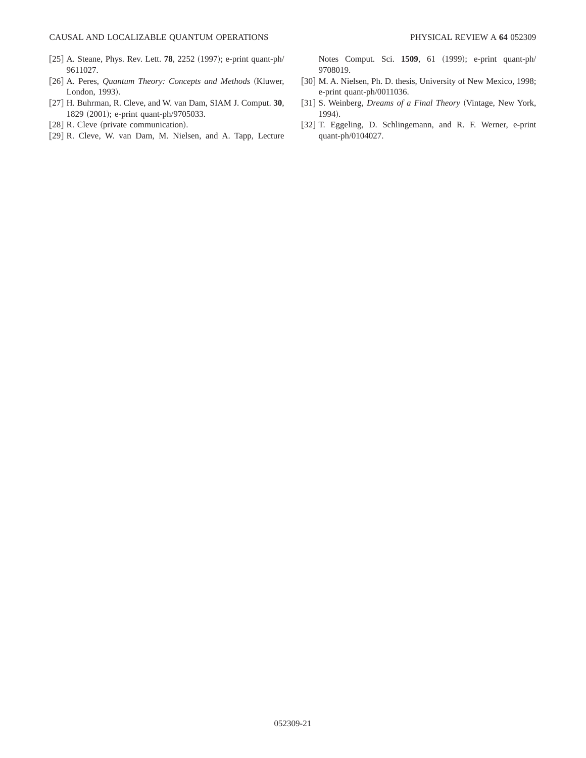[25] A. Steane, Phys. Rev. Lett. **78**, 2252 (1997); e-print quant-ph/9611027.

[26] A. Peres, *Quantum Theory: Concepts and Methods* (Kluwer, London, 1993).

[27] H. Buhrman, R. Cleve, and W. van Dam, SIAM J. Comput. **30**, 1829 (2001); e-print quant-ph/9705033.

[28] R. Cleve (private communication).

[29] R. Cleve, W. van Dam, M. Nielsen, and A. Tapp, Lecture Notes Comput. Sci. **1509**, 61 (1999); e-print quant-ph/9708019.

[30] M. A. Nielsen, Ph. D. thesis, University of New Mexico, 1998; e-print quant-ph/0011036.

[31] S. Weinberg, *Dreams of a Final Theory* (Vintage, New York, 1994).

[32] T. Eggeling, D. Schlingemann, and R. F. Werner, e-print quant-ph/0104027.